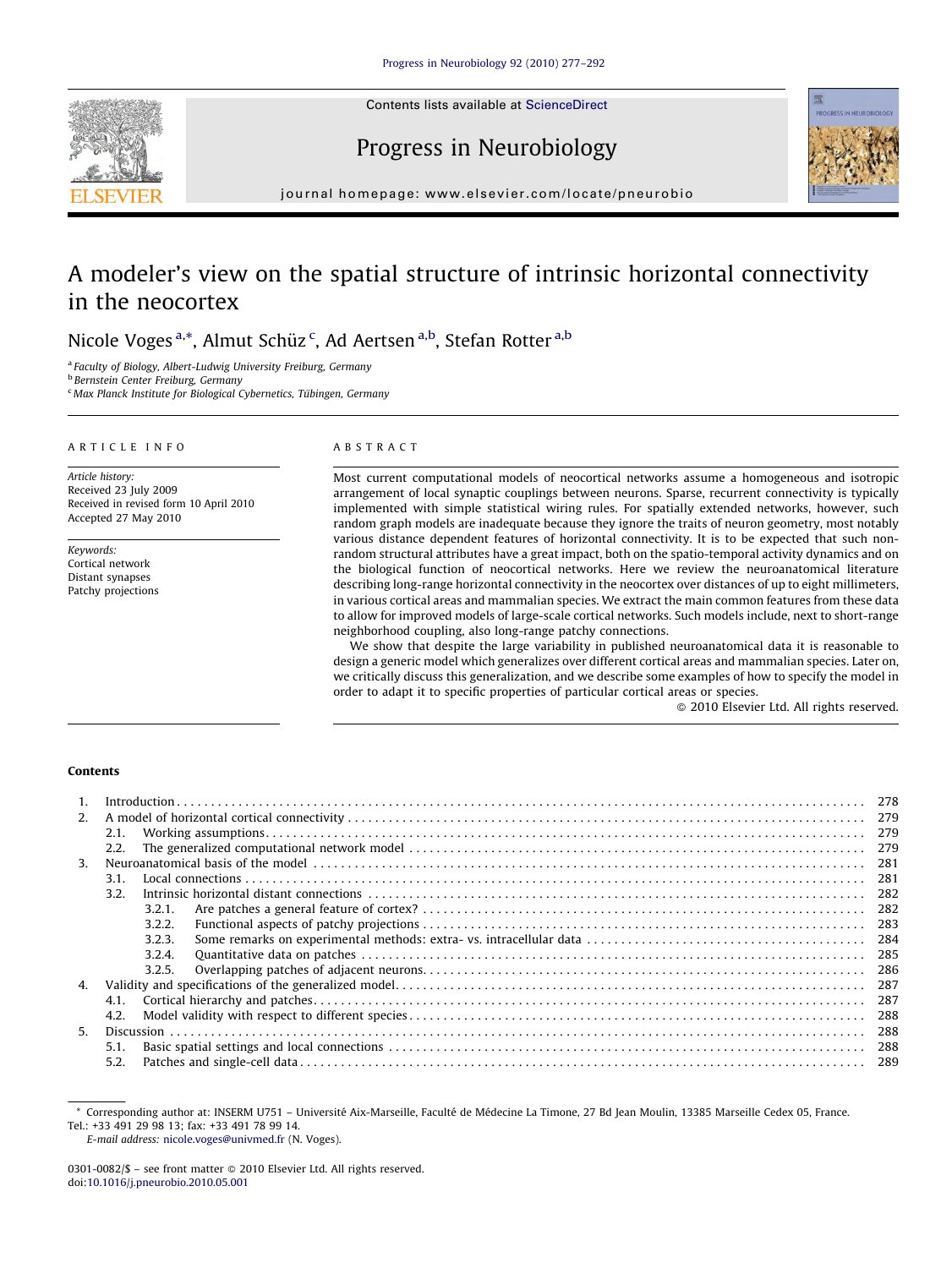# A modeler's view on the spatial structure of intrinsic horizontal connectivity in the neocortex

Nicole Voges [a,*], Almut Schüz [c], Ad Aertsen [a,b], Stefan Rotter [a,b]

[a] Faculty of Biology, Albert-Ludwig University Freiburg, Germany
[b] Bernstein Center Freiburg, Germany
[c] Max Planck Institute for Biological Cybernetics, Tübingen, Germany

## ARTICLE INFO

*Article history:*
Received 23 July 2009
Received in revised form 10 April 2010
Accepted 27 May 2010

*Keywords:*
Cortical network
Distant synapses
Patchy projections

## ABSTRACT

Most current computational models of neocortical networks assume a homogeneous and isotropic arrangement of local synaptic couplings between neurons. Sparse, recurrent connectivity is typically implemented with simple statistical wiring rules. For spatially extended networks, however, such random graph models are inadequate because they ignore the traits of neuron geometry, most notably various distance dependent features of horizontal connectivity. It is to be expected that such non-random structural attributes have a great impact, both on the spatio-temporal activity dynamics and on the biological function of neocortical networks. Here we review the neuroanatomical literature describing long-range horizontal connectivity in the neocortex over distances of up to eight millimeters, in various cortical areas and mammalian species. We extract the main common features from these data to allow for improved models of large-scale cortical networks. Such models include, next to short-range neighborhood coupling, also long-range patchy connections.

We show that despite the large variability in published neuroanatomical data it is reasonable to design a generic model which generalizes over different cortical areas and mammalian species. Later on, we critically discuss this generalization, and we describe some examples of how to specify the model in order to adapt it to specific properties of particular cortical areas or species.

© 2010 Elsevier Ltd. All rights reserved.

## Contents

| | | | |
|---|---|---|---|
| 1. | Introduction | | 278 |
| 2. | A model of horizontal cortical connectivity | | 279 |
| | 2.1. | Working assumptions | 279 |
| | 2.2. | The generalized computational network model | 279 |
| 3. | Neuroanatomical basis of the model | | 281 |
| | 3.1. | Local connections | 281 |
| | 3.2. | Intrinsic horizontal distant connections | 282 |
| | 3.2.1. | Are patches a general feature of cortex? | 282 |
| | 3.2.2. | Functional aspects of patchy projections | 283 |
| | 3.2.3. | Some remarks on experimental methods: extra- vs. intracellular data | 284 |
| | 3.2.4. | Quantitative data on patches | 285 |
| | 3.2.5. | Overlapping patches of adjacent neurons | 286 |
| 4. | Validity and specifications of the generalized model | | 287 |
| | 4.1. | Cortical hierarchy and patches | 287 |
| | 4.2. | Model validity with respect to different species | 288 |
| 5. | Discussion | | 288 |
| | 5.1. | Basic spatial settings and local connections | 288 |
| | 5.2. | Patches and single-cell data | 289 |

\* Corresponding author at: INSERM U751 – Université Aix-Marseille, Faculté de Médecine La Timone, 27 Bd Jean Moulin, 13385 Marseille Cedex 05, France. Tel.: +33 491 29 98 13; fax: +33 491 78 99 14.
*E-mail address:* nicole.voges@univmed.fr (N. Voges).

0301-0082/$ – see front matter © 2010 Elsevier Ltd. All rights reserved.
doi:10.1016/j.pneurobio.2010.05.001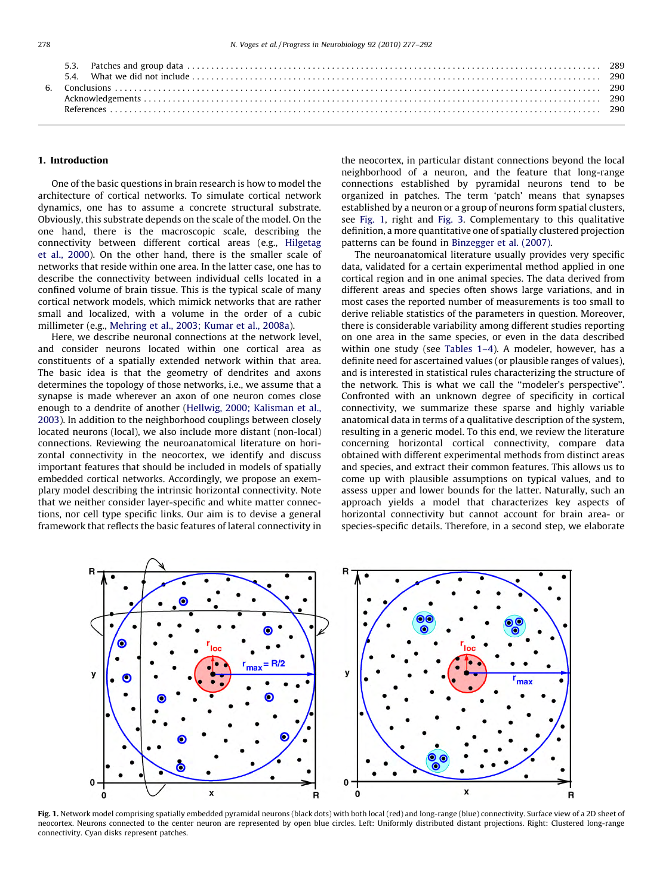| | | |
|---|---|---|
| 5.3. | Patches and group data | 289 |
| 5.4. | What we did not include | 290 |
| 6. | Conclusions | 290 |
| | Acknowledgements | 290 |
| | References | 290 |

## 1. Introduction

One of the basic questions in brain research is how to model the architecture of cortical networks. To simulate cortical network dynamics, one has to assume a concrete structural substrate. Obviously, this substrate depends on the scale of the model. On the one hand, there is the macroscopic scale, describing the connectivity between different cortical areas (e.g., Hilgetag et al., 2000). On the other hand, there is the smaller scale of networks that reside within one area. In the latter case, one has to describe the connectivity between individual cells located in a confined volume of brain tissue. This is the typical scale of many cortical network models, which mimick networks that are rather small and localized, with a volume in the order of a cubic millimeter (e.g., Mehring et al., 2003; Kumar et al., 2008a).

Here, we describe neuronal connections at the network level, and consider neurons located within one cortical area as constituents of a spatially extended network within that area. The basic idea is that the geometry of dendrites and axons determines the topology of those networks, i.e., we assume that a synapse is made wherever an axon of one neuron comes close enough to a dendrite of another (Hellwig, 2000; Kalisman et al., 2003). In addition to the neighborhood couplings between closely located neurons (local), we also include more distant (non-local) connections. Reviewing the neuroanatomical literature on horizontal connectivity in the neocortex, we identify and discuss important features that should be included in models of spatially embedded cortical networks. Accordingly, we propose an exemplary model describing the intrinsic horizontal connectivity. Note that we neither consider layer-specific and white matter connections, nor cell type specific links. Our aim is to devise a general framework that reflects the basic features of lateral connectivity in the neocortex, in particular distant connections beyond the local neighborhood of a neuron, and the feature that long-range connections established by pyramidal neurons tend to be organized in patches. The term 'patch' means that synapses established by a neuron or a group of neurons form spatial clusters, see Fig. 1, right and Fig. 3. Complementary to this qualitative definition, a more quantitative one of spatially clustered projection patterns can be found in Binzegger et al. (2007).

The neuroanatomical literature usually provides very specific data, validated for a certain experimental method applied in one cortical region and in one animal species. The data derived from different areas and species often shows large variations, and in most cases the reported number of measurements is too small to derive reliable statistics of the parameters in question. Moreover, there is considerable variability among different studies reporting on one area in the same species, or even in the data described within one study (see Tables 1–4). A modeler, however, has a definite need for ascertained values (or plausible ranges of values), and is interested in statistical rules characterizing the structure of the network. This is what we call the "modeler's perspective". Confronted with an unknown degree of specificity in cortical connectivity, we summarize these sparse and highly variable anatomical data in terms of a qualitative description of the system, resulting in a generic model. To this end, we review the literature concerning horizontal cortical connectivity, compare data obtained with different experimental methods from distinct areas and species, and extract their common features. This allows us to come up with plausible assumptions on typical values, and to assess upper and lower bounds for the latter. Naturally, such an approach yields a model that characterizes key aspects of horizontal connectivity but cannot account for brain area- or species-specific details. Therefore, in a second step, we elaborate

**Fig. 1.** Network model comprising spatially embedded pyramidal neurons (black dots) with both local (red) and long-range (blue) connectivity. Surface view of a 2D sheet of neocortex. Neurons connected to the center neuron are represented by open blue circles. Left: Uniformly distributed distant projections. Right: Clustered long-range connectivity. Cyan disks represent patches.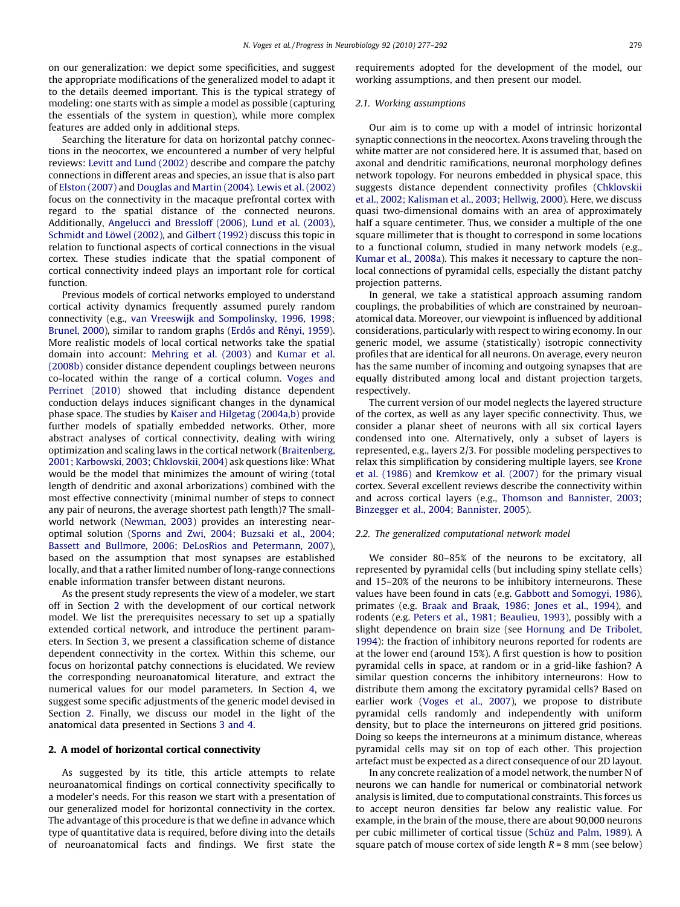on our generalization: we depict some specificities, and suggest the appropriate modifications of the generalized model to adapt it to the details deemed important. This is the typical strategy of modeling: one starts with as simple a model as possible (capturing the essentials of the system in question), while more complex features are added only in additional steps.

Searching the literature for data on horizontal patchy connections in the neocortex, we encountered a number of very helpful reviews: Levitt and Lund (2002) describe and compare the patchy connections in different areas and species, an issue that is also part of Elston (2007) and Douglas and Martin (2004). Lewis et al. (2002) focus on the connectivity in the macaque prefrontal cortex with regard to the spatial distance of the connected neurons. Additionally, Angelucci and Bressloff (2006), Lund et al. (2003), Schmidt and Löwel (2002), and Gilbert (1992) discuss this topic in relation to functional aspects of cortical connections in the visual cortex. These studies indicate that the spatial component of cortical connectivity indeed plays an important role for cortical function.

Previous models of cortical networks employed to understand cortical activity dynamics frequently assumed purely random connectivity (e.g., van Vreeswijk and Sompolinsky, 1996, 1998; Brunel, 2000), similar to random graphs (Erdős and Rényi, 1959). More realistic models of local cortical networks take the spatial domain into account: Mehring et al. (2003) and Kumar et al. (2008b) consider distance dependent couplings between neurons co-located within the range of a cortical column. Voges and Perrinet (2010) showed that including distance dependent conduction delays induces significant changes in the dynamical phase space. The studies by Kaiser and Hilgetag (2004a,b) provide further models of spatially embedded networks. Other, more abstract analyses of cortical connectivity, dealing with wiring optimization and scaling laws in the cortical network (Braitenberg, 2001; Karbowski, 2003; Chklovskii, 2004) ask questions like: What would be the model that minimizes the amount of wiring (total length of dendritic and axonal arborizations) combined with the most effective connectivity (minimal number of steps to connect any pair of neurons, the average shortest path length)? The small-world network (Newman, 2003) provides an interesting near-optimal solution (Sporns and Zwi, 2004; Buzsaki et al., 2004; Bassett and Bullmore, 2006; DeLosRios and Petermann, 2007), based on the assumption that most synapses are established locally, and that a rather limited number of long-range connections enable information transfer between distant neurons.

As the present study represents the view of a modeler, we start off in Section 2 with the development of our cortical network model. We list the prerequisites necessary to set up a spatially extended cortical network, and introduce the pertinent parameters. In Section 3, we present a classification scheme of distance dependent connectivity in the cortex. Within this scheme, our focus on horizontal patchy connections is elucidated. We review the corresponding neuroanatomical literature, and extract the numerical values for our model parameters. In Section 4, we suggest some specific adjustments of the generic model devised in Section 2. Finally, we discuss our model in the light of the anatomical data presented in Sections 3 and 4.

## 2. A model of horizontal cortical connectivity

As suggested by its title, this article attempts to relate neuroanatomical findings on cortical connectivity specifically to a modeler's needs. For this reason we start with a presentation of our generalized model for horizontal connectivity in the cortex. The advantage of this procedure is that we define in advance which type of quantitative data is required, before diving into the details of neuroanatomical facts and findings. We first state the requirements adopted for the development of the model, our working assumptions, and then present our model.

### 2.1. Working assumptions

Our aim is to come up with a model of intrinsic horizontal synaptic connections in the neocortex. Axons traveling through the white matter are not considered here. It is assumed that, based on axonal and dendritic ramifications, neuronal morphology defines network topology. For neurons embedded in physical space, this suggests distance dependent connectivity profiles (Chklovskii et al., 2002; Kalisman et al., 2003; Hellwig, 2000). Here, we discuss quasi two-dimensional domains with an area of approximately half a square centimeter. Thus, we consider a multiple of the one square millimeter that is thought to correspond in some locations to a functional column, studied in many network models (e.g., Kumar et al., 2008a). This makes it necessary to capture the non-local connections of pyramidal cells, especially the distant patchy projection patterns.

In general, we take a statistical approach assuming random couplings, the probabilities of which are constrained by neuroanatomical data. Moreover, our viewpoint is influenced by additional considerations, particularly with respect to wiring economy. In our generic model, we assume (statistically) isotropic connectivity profiles that are identical for all neurons. On average, every neuron has the same number of incoming and outgoing synapses that are equally distributed among local and distant projection targets, respectively.

The current version of our model neglects the layered structure of the cortex, as well as any layer specific connectivity. Thus, we consider a planar sheet of neurons with all six cortical layers condensed into one. Alternatively, only a subset of layers is represented, e.g., layers 2/3. For possible modeling perspectives to relax this simplification by considering multiple layers, see Krone et al. (1986) and Kremkow et al. (2007) for the primary visual cortex. Several excellent reviews describe the connectivity within and across cortical layers (e.g., Thomson and Bannister, 2003; Binzegger et al., 2004; Bannister, 2005).

### 2.2. The generalized computational network model

We consider 80–85% of the neurons to be excitatory, all represented by pyramidal cells (but including spiny stellate cells) and 15–20% of the neurons to be inhibitory interneurons. These values have been found in cats (e.g. Gabbott and Somogyi, 1986), primates (e.g. Braak and Braak, 1986; Jones et al., 1994), and rodents (e.g. Peters et al., 1981; Beaulieu, 1993), possibly with a slight dependence on brain size (see Hornung and De Tribolet, 1994): the fraction of inhibitory neurons reported for rodents are at the lower end (around 15%). A first question is how to position pyramidal cells in space, at random or in a grid-like fashion? A similar question concerns the inhibitory interneurons: How to distribute them among the excitatory pyramidal cells? Based on earlier work (Voges et al., 2007), we propose to distribute pyramidal cells randomly and independently with uniform density, but to place the interneurons on jittered grid positions. Doing so keeps the interneurons at a minimum distance, whereas pyramidal cells may sit on top of each other. This projection artefact must be expected as a direct consequence of our 2D layout.

In any concrete realization of a model network, the number N of neurons we can handle for numerical or combinatorial network analysis is limited, due to computational constraints. This forces us to accept neuron densities far below any realistic value. For example, in the brain of the mouse, there are about 90,000 neurons per cubic millimeter of cortical tissue (Schüz and Palm, 1989). A square patch of mouse cortex of side length $R = 8$ mm (see below)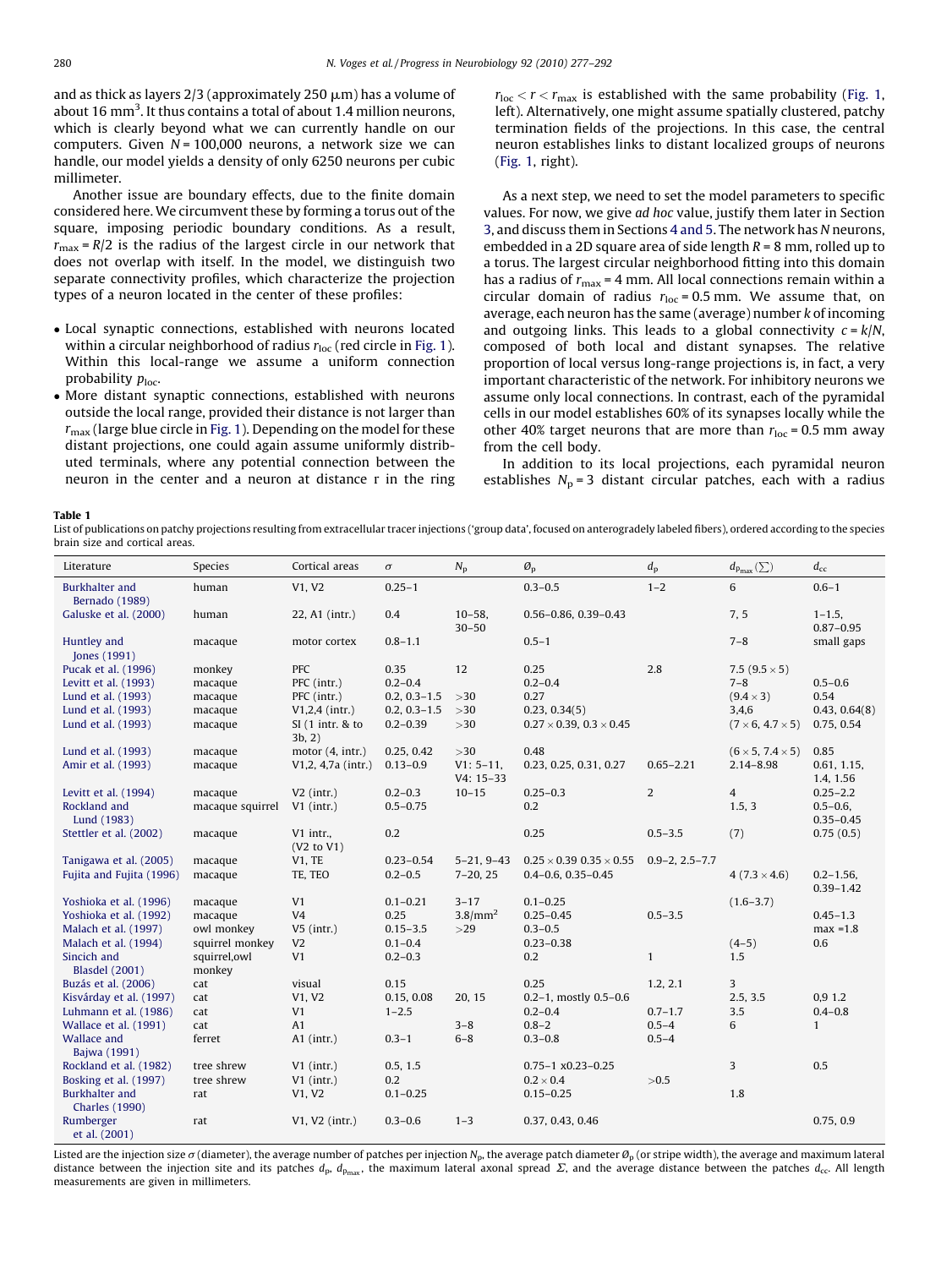and as thick as layers 2/3 (approximately 250 μm) has a volume of about 16 mm³. It thus contains a total of about 1.4 million neurons, which is clearly beyond what we can currently handle on our computers. Given $N = 100{,}000$ neurons, a network size we can handle, our model yields a density of only 6250 neurons per cubic millimeter.

Another issue are boundary effects, due to the finite domain considered here. We circumvent these by forming a torus out of the square, imposing periodic boundary conditions. As a result, $r_{max} = R/2$ is the radius of the largest circle in our network that does not overlap with itself. In the model, we distinguish two separate connectivity profiles, which characterize the projection types of a neuron located in the center of these profiles:

- Local synaptic connections, established with neurons located within a circular neighborhood of radius $r_{loc}$ (red circle in Fig. 1). Within this local-range we assume a uniform connection probability $p_{loc}$.
- More distant synaptic connections, established with neurons outside the local range, provided their distance is not larger than $r_{max}$ (large blue circle in Fig. 1). Depending on the model for these distant projections, one could again assume uniformly distributed terminals, where any potential connection between the neuron in the center and a neuron at distance r in the ring $r_{loc} < r < r_{max}$ is established with the same probability (Fig. 1, left). Alternatively, one might assume spatially clustered, patchy termination fields of the projections. In this case, the central neuron establishes links to distant localized groups of neurons (Fig. 1, right).

As a next step, we need to set the model parameters to specific values. For now, we give *ad hoc* value, justify them later in Section 3, and discuss them in Sections 4 and 5. The network has $N$ neurons, embedded in a 2D square area of side length $R = 8$ mm, rolled up to a torus. The largest circular neighborhood fitting into this domain has a radius of $r_{max} = 4$ mm. All local connections remain within a circular domain of radius $r_{loc} = 0.5$ mm. We assume that, on average, each neuron has the same (average) number $k$ of incoming and outgoing links. This leads to a global connectivity $c = k/N$, composed of both local and distant synapses. The relative proportion of local versus long-range projections is, in fact, a very important characteristic of the network. For inhibitory neurons we assume only local connections. In contrast, each of the pyramidal cells in our model establishes 60% of its synapses locally while the other 40% target neurons that are more than $r_{loc} = 0.5$ mm away from the cell body.

In addition to its local projections, each pyramidal neuron establishes $N_p = 3$ distant circular patches, each with a radius

**Table 1**

List of publications on patchy projections resulting from extracellular tracer injections ('group data', focused on anterogradely labeled fibers), ordered according to the species brain size and cortical areas.

| Literature | Species | Cortical areas | $\sigma$ | $N_p$ | $\varnothing_p$ | $d_p$ | $d_{p_{max}}$ ($\Sigma$) | $d_{cc}$ |
|---|---|---|---|---|---|---|---|---|
| Burkhalter and Bernado (1989) | human | V1, V2 | 0.25–1 | | 0.3–0.5 | 1–2 | 6 | 0.6–1 |
| Galuske et al. (2000) | human | 22, A1 (intr.) | 0.4 | 10–58, 30–50 | 0.56–0.86, 0.39–0.43 | | 7, 5 | 1–1.5, 0.87–0.95 |
| Huntley and Jones (1991) | macaque | motor cortex | 0.8–1.1 | | 0.5–1 | | 7–8 | small gaps |
| Pucak et al. (1996) | monkey | PFC | 0.35 | 12 | 0.25 | 2.8 | 7.5 (9.5 × 5) | |
| Levitt et al. (1993) | macaque | PFC (intr.) | 0.2–0.4 | | 0.2–0.4 | | 7–8 | 0.5–0.6 |
| Lund et al. (1993) | macaque | PFC (intr.) | 0.2, 0.3–1.5 | >30 | 0.27 | | (9.4 × 3) | 0.54 |
| Lund et al. (1993) | macaque | V1,2,4 (intr.) | 0.2, 0.3–1.5 | >30 | 0.23, 0.34(5) | | 3,4,6 | 0.43, 0.64(8) |
| Lund et al. (1993) | macaque | SI (1 intr. & to 3b, 2) | 0.2–0.39 | >30 | 0.27 × 0.39, 0.3 × 0.45 | | (7 × 6, 4.7 × 5) | 0.75, 0.54 |
| Lund et al. (1993) | macaque | motor (4, intr.) | 0.25, 0.42 | >30 | 0.48 | | (6 × 5, 7.4 × 5) | 0.85 |
| Amir et al. (1993) | macaque | V1,2, 4,7a (intr.) | 0.13–0.9 | V1: 5–11, V4: 15–33 | 0.23, 0.25, 0.31, 0.27 | 0.65–2.21 | 2.14–8.98 | 0.61, 1.15, 1.4, 1.56 |
| Levitt et al. (1994) | macaque | V2 (intr.) | 0.2–0.3 | 10–15 | 0.25–0.3 | 2 | 4 | 0.25–2.2 |
| Rockland and Lund (1983) | macaque squirrel | V1 (intr.) | 0.5–0.75 | | 0.2 | | 1.5, 3 | 0.5–0.6, 0.35–0.45 |
| Stettler et al. (2002) | macaque | V1 intr., (V2 to V1) | 0.2 | | 0.25 | 0.5–3.5 | (7) | 0.75 (0.5) |
| Tanigawa et al. (2005) | macaque | V1, TE | 0.23–0.54 | 5–21, 9–43 | 0.25 × 0.39 0.35 × 0.55 | 0.9–2, 2.5–7.7 | | |
| Fujita and Fujita (1996) | macaque | TE, TEO | 0.2–0.5 | 7–20, 25 | 0.4–0.6, 0.35–0.45 | | 4 (7.3 × 4.6) | 0.2–1.56, 0.39–1.42 |
| Yoshioka et al. (1996) | macaque | V1 | 0.1–0.21 | 3–17 | 0.1–0.25 | | (1.6–3.7) | |
| Yoshioka et al. (1992) | macaque | V4 | 0.25 | 3.8/mm² | 0.25–0.45 | 0.5–3.5 | | 0.45–1.3 |
| Malach et al. (1997) | owl monkey | V5 (intr.) | 0.15–3.5 | >29 | 0.3–0.5 | | | max =1.8 |
| Malach et al. (1994) | squirrel monkey | V2 | 0.1–0.4 | | 0.23–0.38 | | (4–5) | 0.6 |
| Sincich and Blasdel (2001) | squirrel,owl monkey | V1 | 0.2–0.3 | | 0.2 | 1 | 1.5 | |
| Buzás et al. (2006) | cat | visual | 0.15 | | 0.25 | 1.2, 2.1 | 3 | |
| Kisvárday et al. (1997) | cat | V1, V2 | 0.15, 0.08 | 20, 15 | 0.2–1, mostly 0.5–0.6 | | 2.5, 3.5 | 0,9 1.2 |
| Luhmann et al. (1986) | cat | V1 | 1–2.5 | | 0.2–0.4 | 0.7–1.7 | 3.5 | 0.4–0.8 |
| Wallace et al. (1991) | cat | A1 | | 3–8 | 0.8–2 | 0.5–4 | 6 | 1 |
| Wallace and Bajwa (1991) | ferret | A1 (intr.) | 0.3–1 | 6–8 | 0.3–0.8 | 0.5–4 | | |
| Rockland et al. (1982) | tree shrew | V1 (intr.) | 0.5, 1.5 | | 0.75–1 x0.23–0.25 | | 3 | 0.5 |
| Bosking et al. (1997) | tree shrew | V1 (intr.) | 0.2 | | 0.2 × 0.4 | >0.5 | | |
| Burkhalter and Charles (1990) | rat | V1, V2 | 0.1–0.25 | | 0.15–0.25 | | 1.8 | |
| Rumberger et al. (2001) | rat | V1, V2 (intr.) | 0.3–0.6 | 1–3 | 0.37, 0.43, 0.46 | | | 0.75, 0.9 |

Listed are the injection size $\sigma$ (diameter), the average number of patches per injection $N_p$, the average patch diameter $\varnothing_p$ (or stripe width), the average and maximum lateral distance between the injection site and its patches $d_p$, $d_{p_{max}}$, the maximum lateral axonal spread $\Sigma$, and the average distance between the patches $d_{cc}$. All length measurements are given in millimeters.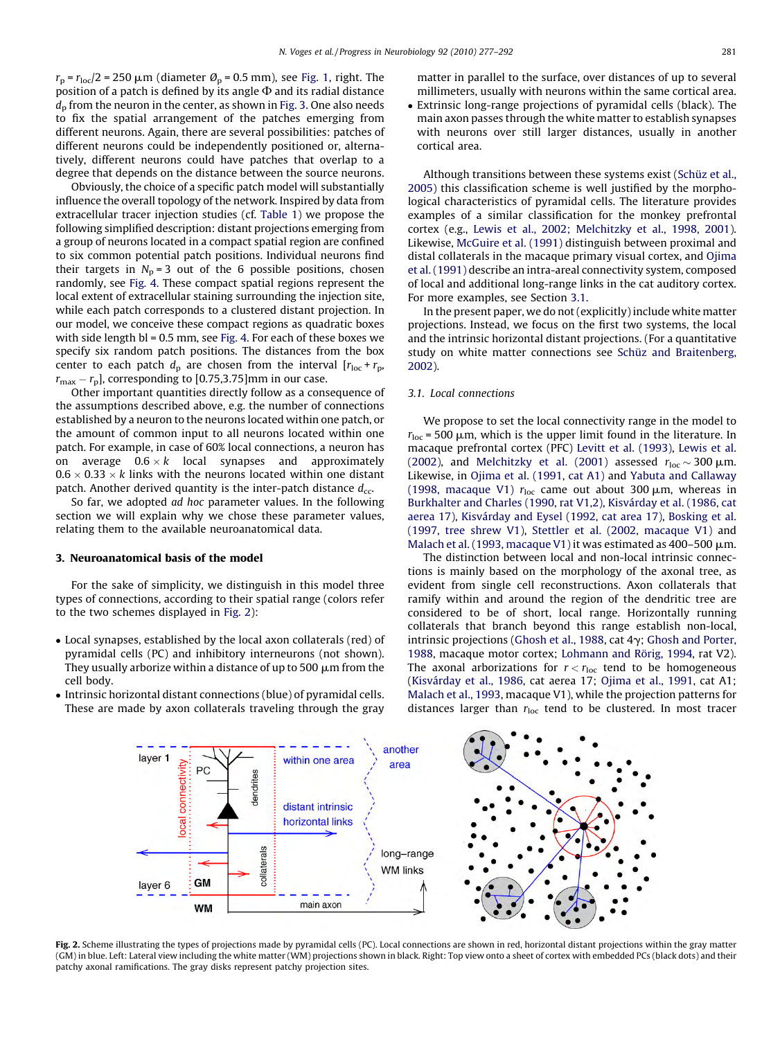$r_p = r_{loc}/2 = 250$ μm (diameter $\varnothing_p = 0.5$ mm), see Fig. 1, right. The position of a patch is defined by its angle $\Phi$ and its radial distance $d_p$ from the neuron in the center, as shown in Fig. 3. One also needs to fix the spatial arrangement of the patches emerging from different neurons. Again, there are several possibilities: patches of different neurons could be independently positioned or, alternatively, different neurons could have patches that overlap to a degree that depends on the distance between the source neurons.

Obviously, the choice of a specific patch model will substantially influence the overall topology of the network. Inspired by data from extracellular tracer injection studies (cf. Table 1) we propose the following simplified description: distant projections emerging from a group of neurons located in a compact spatial region are confined to six common potential patch positions. Individual neurons find their targets in $N_p = 3$ out of the 6 possible positions, chosen randomly, see Fig. 4. These compact spatial regions represent the local extent of extracellular staining surrounding the injection site, while each patch corresponds to a clustered distant projection. In our model, we conceive these compact regions as quadratic boxes with side length bl = 0.5 mm, see Fig. 4. For each of these boxes we specify six random patch positions. The distances from the box center to each patch $d_p$ are chosen from the interval $[r_{loc} + r_p, r_{max} - r_p]$, corresponding to [0.75,3.75]mm in our case.

Other important quantities directly follow as a consequence of the assumptions described above, e.g. the number of connections established by a neuron to the neurons located within one patch, or the amount of common input to all neurons located within one patch. For example, in case of 60% local connections, a neuron has on average $0.6 \times k$ local synapses and approximately $0.6 \times 0.33 \times k$ links with the neurons located within one distant patch. Another derived quantity is the inter-patch distance $d_{cc}$.

So far, we adopted *ad hoc* parameter values. In the following section we will explain why we chose these parameter values, relating them to the available neuroanatomical data.

## 3. Neuroanatomical basis of the model

For the sake of simplicity, we distinguish in this model three types of connections, according to their spatial range (colors refer to the two schemes displayed in Fig. 2):

- Local synapses, established by the local axon collaterals (red) of pyramidal cells (PC) and inhibitory interneurons (not shown). They usually arborize within a distance of up to 500 μm from the cell body.
- Intrinsic horizontal distant connections (blue) of pyramidal cells. These are made by axon collaterals traveling through the gray matter in parallel to the surface, over distances of up to several millimeters, usually with neurons within the same cortical area.
- Extrinsic long-range projections of pyramidal cells (black). The main axon passes through the white matter to establish synapses with neurons over still larger distances, usually in another cortical area.

Although transitions between these systems exist (Schüz et al., 2005) this classification scheme is well justified by the morphological characteristics of pyramidal cells. The literature provides examples of a similar classification for the monkey prefrontal cortex (e.g., Lewis et al., 2002; Melchitzky et al., 1998, 2001). Likewise, McGuire et al. (1991) distinguish between proximal and distal collaterals in the macaque primary visual cortex, and Ojima et al. (1991) describe an intra-areal connectivity system, composed of local and additional long-range links in the cat auditory cortex. For more examples, see Section 3.1.

In the present paper, we do not (explicitly) include white matter projections. Instead, we focus on the first two systems, the local and the intrinsic horizontal distant projections. (For a quantitative study on white matter connections see Schüz and Braitenberg, 2002).

### 3.1. Local connections

We propose to set the local connectivity range in the model to $r_{loc} = 500$ μm, which is the upper limit found in the literature. In macaque prefrontal cortex (PFC) Levitt et al. (1993), Lewis et al. (2002), and Melchitzky et al. (2001) assessed $r_{loc} \sim 300$ μm. Likewise, in Ojima et al. (1991, cat A1) and Yabuta and Callaway (1998, macaque V1) $r_{loc}$ came out about 300 μm, whereas in Burkhalter and Charles (1990, rat V1,2), Kisvárday et al. (1986, cat aerea 17), Kisvárday and Eysel (1992, cat area 17), Bosking et al. (1997, tree shrew V1), Stettler et al. (2002, macaque V1) and Malach et al. (1993, macaque V1) it was estimated as 400–500 μm.

The distinction between local and non-local intrinsic connections is mainly based on the morphology of the axonal tree, as evident from single cell reconstructions. Axon collaterals that ramify within and around the region of the dendritic tree are considered to be of short, local range. Horizontally running collaterals that branch beyond this range establish non-local, intrinsic projections (Ghosh et al., 1988, cat 4γ; Ghosh and Porter, 1988, macaque motor cortex; Lohmann and Rörig, 1994, rat V2). The axonal arborizations for $r < r_{loc}$ tend to be homogeneous (Kisvárday et al., 1986, cat aerea 17; Ojima et al., 1991, cat A1; Malach et al., 1993, macaque V1), while the projection patterns for distances larger than $r_{loc}$ tend to be clustered. In most tracer

**Fig. 2.** Scheme illustrating the types of projections made by pyramidal cells (PC). Local connections are shown in red, horizontal distant projections within the gray matter (GM) in blue. Left: Lateral view including the white matter (WM) projections shown in black. Right: Top view onto a sheet of cortex with embedded PCs (black dots) and their patchy axonal ramifications. The gray disks represent patchy projection sites.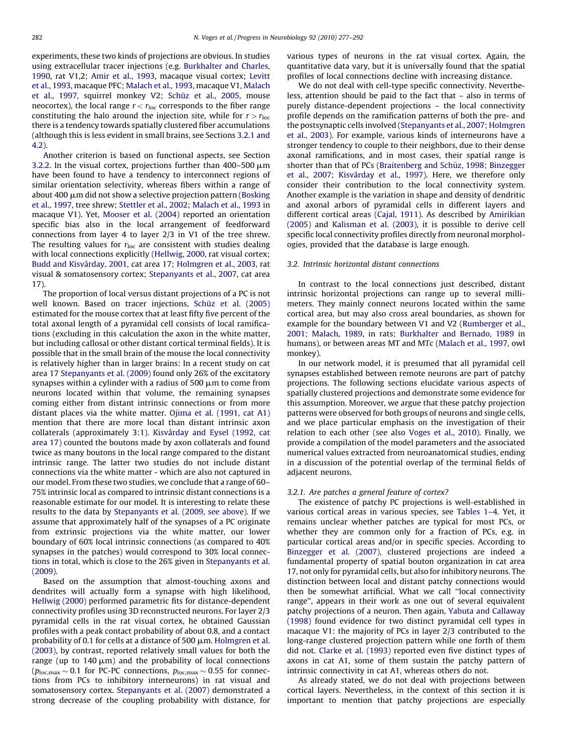experiments, these two kinds of projections are obvious. In studies using extracellular tracer injections (e.g. Burkhalter and Charles, 1990, rat V1,2; Amir et al., 1993, macaque visual cortex; Levitt et al., 1993, macaque PFC; Malach et al., 1993, macaque V1, Malach et al., 1997, squirrel monkey V2; Schüz et al., 2005, mouse neocortex), the local range $r < r_{loc}$ corresponds to the fiber range constituting the halo around the injection site, while for $r > r_{loc}$ there is a tendency towards spatially clustered fiber accumulations (although this is less evident in small brains, see Sections 3.2.1 and 4.2).

Another criterion is based on functional aspects, see Section 3.2.2. In the visual cortex, projections further than 400–500 μm have been found to have a tendency to interconnect regions of similar orientation selectivity, whereas fibers within a range of about 400 μm did not show a selective projection pattern (Bosking et al., 1997, tree shrew; Stettler et al., 2002; Malach et al., 1993 in macaque V1). Yet, Mooser et al. (2004) reported an orientation specific bias also in the local arrangement of feedforward connections from layer 4 to layer 2/3 in V1 of the tree shrew. The resulting values for $r_{loc}$ are consistent with studies dealing with local connections explicitly (Hellwig, 2000, rat visual cortex; Budd and Kisvárday, 2001, cat area 17; Holmgren et al., 2003, rat visual & somatosensory cortex; Stepanyants et al., 2007, cat area 17).

The proportion of local versus distant projections of a PC is not well known. Based on tracer injections, Schüz et al. (2005) estimated for the mouse cortex that at least fifty five percent of the total axonal length of a pyramidal cell consists of local ramifications (excluding in this calculation the axon in the white matter, but including callosal or other distant cortical terminal fields). It is possible that in the small brain of the mouse the local connectivity is relatively higher than in larger brains: In a recent study on cat area 17 Stepanyants et al. (2009) found only 26% of the excitatory synapses within a cylinder with a radius of 500 μm to come from neurons located within that volume, the remaining synapses coming either from distant intrinsic connections or from more distant places via the white matter. Ojima et al. (1991, cat A1) mention that there are more local than distant intrinsic axon collaterals (approximately 3:1). Kisvárday and Eysel (1992, cat area 17) counted the boutons made by axon collaterals and found twice as many boutons in the local range compared to the distant intrinsic range. The latter two studies do not include distant connections via the white matter - which are also not captured in our model. From these two studies, we conclude that a range of 60–75% intrinsic local as compared to intrinsic distant connections is a reasonable estimate for our model. It is interesting to relate these results to the data by Stepanyants et al. (2009, see above). If we assume that approximately half of the synapses of a PC originate from extrinsic projections via the white matter, our lower boundary of 60% local intrinsic connections (as compared to 40% synapses in the patches) would correspond to 30% local connections in total, which is close to the 26% given in Stepanyants et al. (2009).

Based on the assumption that almost-touching axons and dendrites will actually form a synapse with high likelihood, Hellwig (2000) performed parametric fits for distance-dependent connectivity profiles using 3D reconstructed neurons. For layer 2/3 pyramidal cells in the rat visual cortex, he obtained Gaussian profiles with a peak contact probability of about 0.8, and a contact probability of 0.1 for cells at a distance of 500 μm. Holmgren et al. (2003), by contrast, reported relatively small values for both the range (up to 140 μm) and the probability of local connections ($p_{loc,max} \sim 0.1$ for PC-PC connections, $p_{loc,max} \sim 0.55$ for connections from PCs to inhibitory interneurons) in rat visual and somatosensory cortex. Stepanyants et al. (2007) demonstrated a strong decrease of the coupling probability with distance, for various types of neurons in the rat visual cortex. Again, the quantitative data vary, but it is universally found that the spatial profiles of local connections decline with increasing distance.

We do not deal with cell-type specific connectivity. Nevertheless, attention should be paid to the fact that – also in terms of purely distance-dependent projections – the local connectivity profile depends on the ramification patterns of both the pre- and the postsynaptic cells involved (Stepanyants et al., 2007; Holmgren et al., 2003). For example, various kinds of interneurons have a stronger tendency to couple to their neighbors, due to their dense axonal ramifications, and in most cases, their spatial range is shorter than that of PCs (Braitenberg and Schüz, 1998; Binzegger et al., 2007; Kisvárday et al., 1997). Here, we therefore only consider their contribution to the local connectivity system. Another example is the variation in shape and density of dendritic and axonal arbors of pyramidal cells in different layers and different cortical areas (Cajal, 1911). As described by Amirikian (2005) and Kalisman et al. (2003), it is possible to derive cell specific local connectivity profiles directly from neuronal morphologies, provided that the database is large enough.

### 3.2. Intrinsic horizontal distant connections

In contrast to the local connections just described, distant intrinsic horizontal projections can range up to several millimeters. They mainly connect neurons located within the same cortical area, but may also cross areal boundaries, as shown for example for the boundary between V1 and V2 (Rumberger et al., 2001; Malach, 1989, in rats; Burkhalter and Bernado, 1989 in humans), or between areas MT and MTc (Malach et al., 1997, owl monkey).

In our network model, it is presumed that all pyramidal cell synapses established between remote neurons are part of patchy projections. The following sections elucidate various aspects of spatially clustered projections and demonstrate some evidence for this assumption. Moreover, we argue that these patchy projection patterns were observed for both groups of neurons and single cells, and we place particular emphasis on the investigation of their relation to each other (see also Voges et al., 2010). Finally, we provide a compilation of the model parameters and the associated numerical values extracted from neuroanatomical studies, ending in a discussion of the potential overlap of the terminal fields of adjacent neurons.

#### 3.2.1. Are patches a general feature of cortex?

The existence of patchy PC projections is well-established in various cortical areas in various species, see Tables 1–4. Yet, it remains unclear whether patches are typical for most PCs, or whether they are common only for a fraction of PCs, e.g. in particular cortical areas and/or in specific species. According to Binzegger et al. (2007), clustered projections are indeed a fundamental property of spatial bouton organization in cat area 17, not only for pyramidal cells, but also for inhibitory neurons. The distinction between local and distant patchy connections would then be somewhat artificial. What we call "local connectivity range", appears in their work as one out of several equivalent patchy projections of a neuron. Then again, Yabuta and Callaway (1998) found evidence for two distinct pyramidal cell types in macaque V1: the majority of PCs in layer 2/3 contributed to the long-range clustered projection pattern while one forth of them did not. Clarke et al. (1993) reported even five distinct types of axons in cat A1, some of them sustain the patchy pattern of intrinsic connectivity in cat A1, whereas others do not.

As already stated, we do not deal with projections between cortical layers. Nevertheless, in the context of this section it is important to mention that patchy projections are especially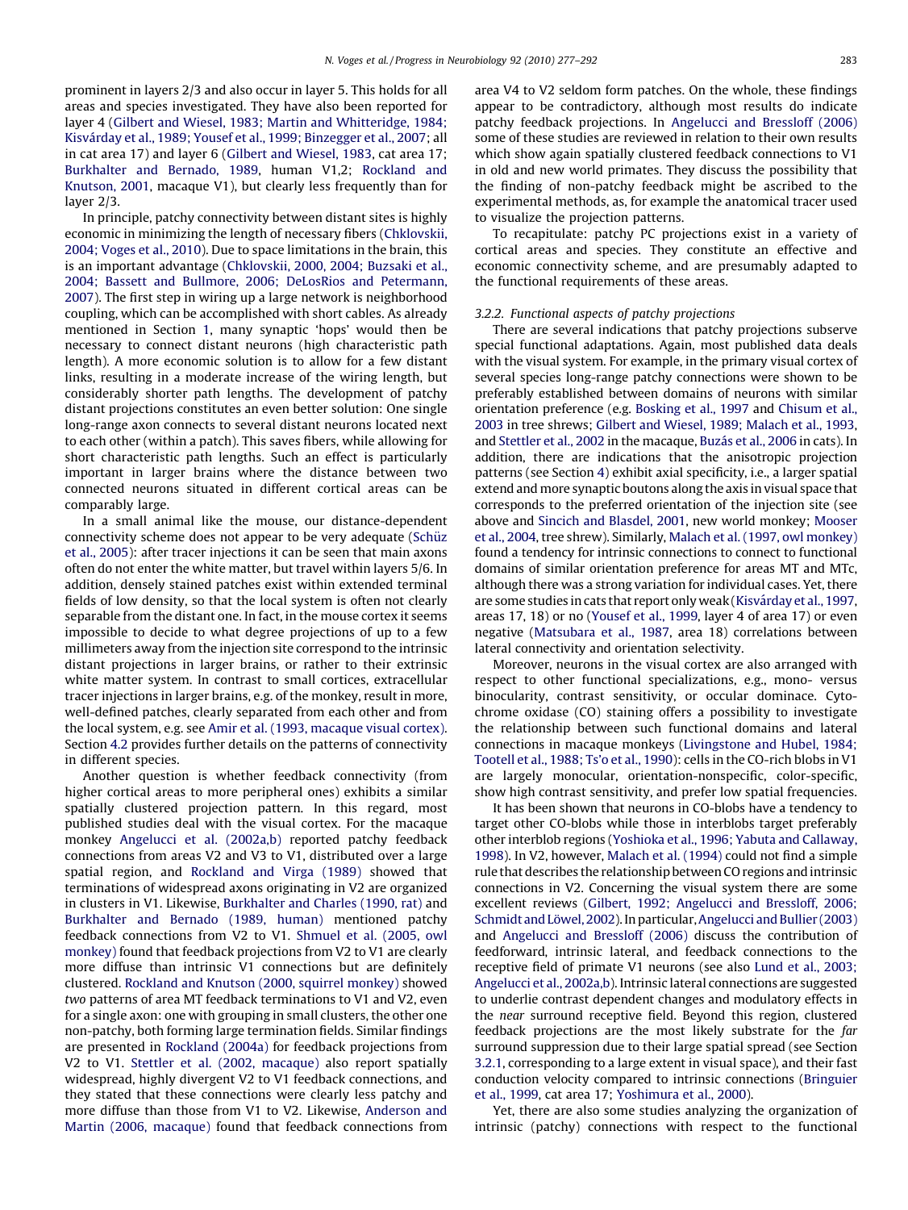prominent in layers 2/3 and also occur in layer 5. This holds for all areas and species investigated. They have also been reported for layer 4 (Gilbert and Wiesel, 1983; Martin and Whitteridge, 1984; Kisvárday et al., 1989; Yousef et al., 1999; Binzegger et al., 2007; all in cat area 17) and layer 6 (Gilbert and Wiesel, 1983, cat area 17; Burkhalter and Bernado, 1989, human V1,2; Rockland and Knutson, 2001, macaque V1), but clearly less frequently than for layer 2/3.

In principle, patchy connectivity between distant sites is highly economic in minimizing the length of necessary fibers (Chklovskii, 2004; Voges et al., 2010). Due to space limitations in the brain, this is an important advantage (Chklovskii, 2000, 2004; Buzsaki et al., 2004; Bassett and Bullmore, 2006; DeLosRios and Petermann, 2007). The first step in wiring up a large network is neighborhood coupling, which can be accomplished with short cables. As already mentioned in Section 1, many synaptic 'hops' would then be necessary to connect distant neurons (high characteristic path length). A more economic solution is to allow for a few distant links, resulting in a moderate increase of the wiring length, but considerably shorter path lengths. The development of patchy distant projections constitutes an even better solution: One single long-range axon connects to several distant neurons located next to each other (within a patch). This saves fibers, while allowing for short characteristic path lengths. Such an effect is particularly important in larger brains where the distance between two connected neurons situated in different cortical areas can be comparably large.

In a small animal like the mouse, our distance-dependent connectivity scheme does not appear to be very adequate (Schüz et al., 2005): after tracer injections it can be seen that main axons often do not enter the white matter, but travel within layers 5/6. In addition, densely stained patches exist within extended terminal fields of low density, so that the local system is often not clearly separable from the distant one. In fact, in the mouse cortex it seems impossible to decide to what degree projections of up to a few millimeters away from the injection site correspond to the intrinsic distant projections in larger brains, or rather to their extrinsic white matter system. In contrast to small cortices, extracellular tracer injections in larger brains, e.g. of the monkey, result in more, well-defined patches, clearly separated from each other and from the local system, e.g. see Amir et al. (1993, macaque visual cortex). Section 4.2 provides further details on the patterns of connectivity in different species.

Another question is whether feedback connectivity (from higher cortical areas to more peripheral ones) exhibits a similar spatially clustered projection pattern. In this regard, most published studies deal with the visual cortex. For the macaque monkey Angelucci et al. (2002a,b) reported patchy feedback connections from areas V2 and V3 to V1, distributed over a large spatial region, and Rockland and Virga (1989) showed that terminations of widespread axons originating in V2 are organized in clusters in V1. Likewise, Burkhalter and Charles (1990, rat) and Burkhalter and Bernado (1989, human) mentioned patchy feedback connections from V2 to V1. Shmuel et al. (2005, owl monkey) found that feedback projections from V2 to V1 are clearly more diffuse than intrinsic V1 connections but are definitely clustered. Rockland and Knutson (2000, squirrel monkey) showed *two* patterns of area MT feedback terminations to V1 and V2, even for a single axon: one with grouping in small clusters, the other one non-patchy, both forming large termination fields. Similar findings are presented in Rockland (2004a) for feedback projections from V2 to V1. Stettler et al. (2002, macaque) also report spatially widespread, highly divergent V2 to V1 feedback connections, and they stated that these connections were clearly less patchy and more diffuse than those from V1 to V2. Likewise, Anderson and Martin (2006, macaque) found that feedback connections from area V4 to V2 seldom form patches. On the whole, these findings appear to be contradictory, although most results do indicate patchy feedback projections. In Angelucci and Bressloff (2006) some of these studies are reviewed in relation to their own results which show again spatially clustered feedback connections to V1 in old and new world primates. They discuss the possibility that the finding of non-patchy feedback might be ascribed to the experimental methods, as, for example the anatomical tracer used to visualize the projection patterns.

To recapitulate: patchy PC projections exist in a variety of cortical areas and species. They constitute an effective and economic connectivity scheme, and are presumably adapted to the functional requirements of these areas.

### 3.2.2. Functional aspects of patchy projections

There are several indications that patchy projections subserve special functional adaptations. Again, most published data deals with the visual system. For example, in the primary visual cortex of several species long-range patchy connections were shown to be preferably established between domains of neurons with similar orientation preference (e.g. Bosking et al., 1997 and Chisum et al., 2003 in tree shrews; Gilbert and Wiesel, 1989; Malach et al., 1993, and Stettler et al., 2002 in the macaque, Buzás et al., 2006 in cats). In addition, there are indications that the anisotropic projection patterns (see Section 4) exhibit axial specificity, i.e., a larger spatial extend and more synaptic boutons along the axis in visual space that corresponds to the preferred orientation of the injection site (see above and Sincich and Blasdel, 2001, new world monkey; Mooser et al., 2004, tree shrew). Similarly, Malach et al. (1997, owl monkey) found a tendency for intrinsic connections to connect to functional domains of similar orientation preference for areas MT and MTc, although there was a strong variation for individual cases. Yet, there are some studies in cats that report only weak (Kisvárday et al., 1997, areas 17, 18) or no (Yousef et al., 1999, layer 4 of area 17) or even negative (Matsubara et al., 1987, area 18) correlations between lateral connectivity and orientation selectivity.

Moreover, neurons in the visual cortex are also arranged with respect to other functional specializations, e.g., mono- versus binocularity, contrast sensitivity, or occular dominace. Cytochrome oxidase (CO) staining offers a possibility to investigate the relationship between such functional domains and lateral connections in macaque monkeys (Livingstone and Hubel, 1984; Tootell et al., 1988; Ts'o et al., 1990): cells in the CO-rich blobs in V1 are largely monocular, orientation-nonspecific, color-specific, show high contrast sensitivity, and prefer low spatial frequencies.

It has been shown that neurons in CO-blobs have a tendency to target other CO-blobs while those in interblobs target preferably other interblob regions (Yoshioka et al., 1996; Yabuta and Callaway, 1998). In V2, however, Malach et al. (1994) could not find a simple rule that describes the relationship between CO regions and intrinsic connections in V2. Concerning the visual system there are some excellent reviews (Gilbert, 1992; Angelucci and Bressloff, 2006; Schmidt and Löwel, 2002). In particular, Angelucci and Bullier (2003) and Angelucci and Bressloff (2006) discuss the contribution of feedforward, intrinsic lateral, and feedback connections to the receptive field of primate V1 neurons (see also Lund et al., 2003; Angelucci et al., 2002a,b). Intrinsic lateral connections are suggested to underlie contrast dependent changes and modulatory effects in the *near* surround receptive field. Beyond this region, clustered feedback projections are the most likely substrate for the *far* surround suppression due to their large spatial spread (see Section 3.2.1, corresponding to a large extent in visual space), and their fast conduction velocity compared to intrinsic connections (Bringuier et al., 1999, cat area 17; Yoshimura et al., 2000).

Yet, there are also some studies analyzing the organization of intrinsic (patchy) connections with respect to the functional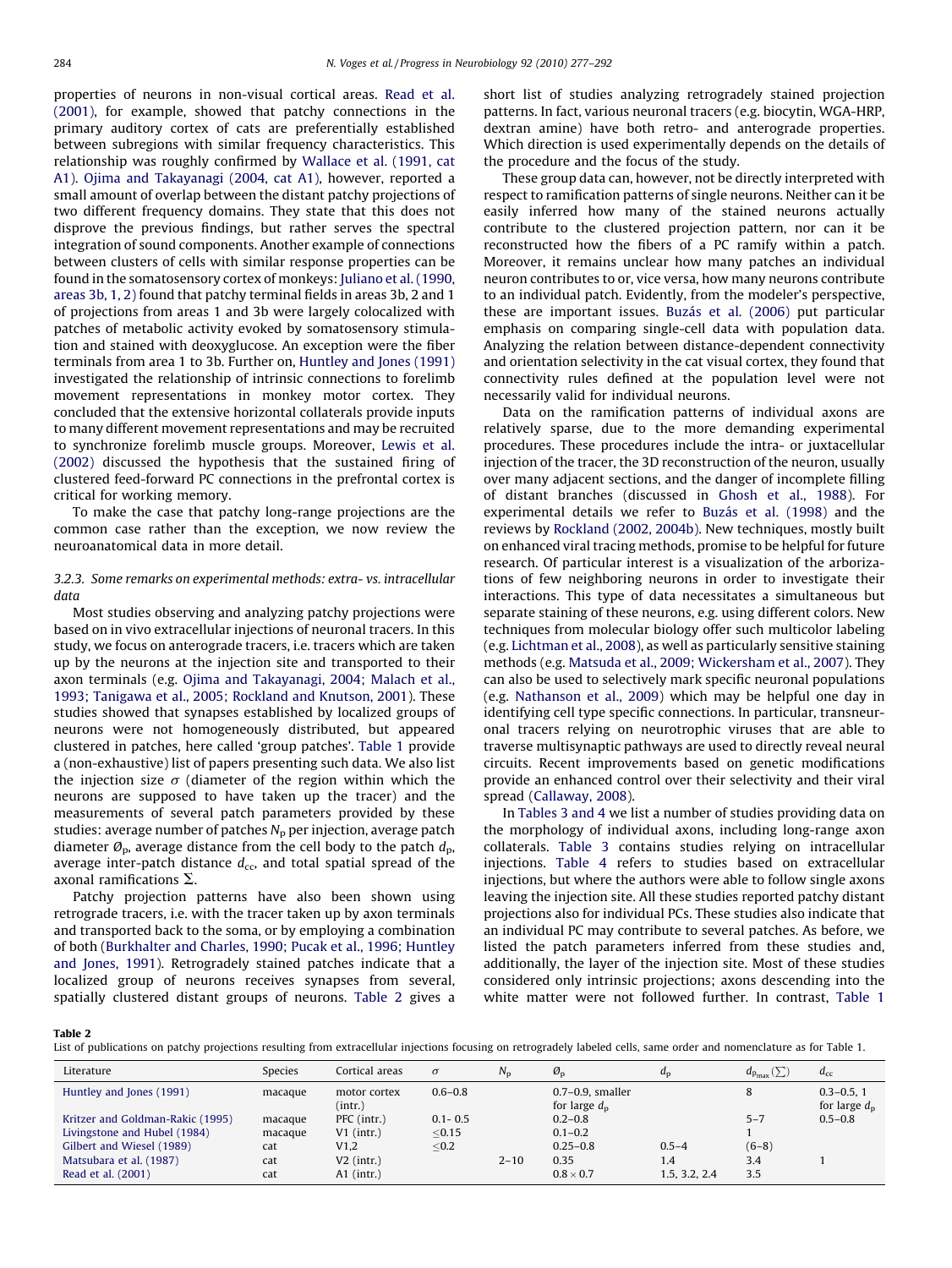properties of neurons in non-visual cortical areas. Read et al. (2001), for example, showed that patchy connections in the primary auditory cortex of cats are preferentially established between subregions with similar frequency characteristics. This relationship was roughly confirmed by Wallace et al. (1991, cat A1). Ojima and Takayanagi (2004, cat A1), however, reported a small amount of overlap between the distant patchy projections of two different frequency domains. They state that this does not disprove the previous findings, but rather serves the spectral integration of sound components. Another example of connections between clusters of cells with similar response properties can be found in the somatosensory cortex of monkeys: Juliano et al. (1990, areas 3b, 1, 2) found that patchy terminal fields in areas 3b, 2 and 1 of projections from areas 1 and 3b were largely colocalized with patches of metabolic activity evoked by somatosensory stimulation and stained with deoxyglucose. An exception were the fiber terminals from area 1 to 3b. Further on, Huntley and Jones (1991) investigated the relationship of intrinsic connections to forelimb movement representations in monkey motor cortex. They concluded that the extensive horizontal collaterals provide inputs to many different movement representations and may be recruited to synchronize forelimb muscle groups. Moreover, Lewis et al. (2002) discussed the hypothesis that the sustained firing of clustered feed-forward PC connections in the prefrontal cortex is critical for working memory.

To make the case that patchy long-range projections are the common case rather than the exception, we now review the neuroanatomical data in more detail.

### 3.2.3. Some remarks on experimental methods: extra- vs. intracellular data

Most studies observing and analyzing patchy projections were based on in vivo extracellular injections of neuronal tracers. In this study, we focus on anterograde tracers, i.e. tracers which are taken up by the neurons at the injection site and transported to their axon terminals (e.g. Ojima and Takayanagi, 2004; Malach et al., 1993; Tanigawa et al., 2005; Rockland and Knutson, 2001). These studies showed that synapses established by localized groups of neurons were not homogeneously distributed, but appeared clustered in patches, here called 'group patches'. Table 1 provide a (non-exhaustive) list of papers presenting such data. We also list the injection size $\sigma$ (diameter of the region within which the neurons are supposed to have taken up the tracer) and the measurements of several patch parameters provided by these studies: average number of patches $N_p$ per injection, average patch diameter $Ø_p$, average distance from the cell body to the patch $d_p$, average inter-patch distance $d_{cc}$, and total spatial spread of the axonal ramifications $\Sigma$.

Patchy projection patterns have also been shown using retrograde tracers, i.e. with the tracer taken up by axon terminals and transported back to the soma, or by employing a combination of both (Burkhalter and Charles, 1990; Pucak et al., 1996; Huntley and Jones, 1991). Retrogradely stained patches indicate that a localized group of neurons receives synapses from several, spatially clustered distant groups of neurons. Table 2 gives a short list of studies analyzing retrogradely stained projection patterns. In fact, various neuronal tracers (e.g. biocytin, WGA-HRP, dextran amine) have both retro- and anterograde properties. Which direction is used experimentally depends on the details of the procedure and the focus of the study.

These group data can, however, not be directly interpreted with respect to ramification patterns of single neurons. Neither can it be easily inferred how many of the stained neurons actually contribute to the clustered projection pattern, nor can it be reconstructed how the fibers of a PC ramify within a patch. Moreover, it remains unclear how many patches an individual neuron contributes to or, vice versa, how many neurons contribute to an individual patch. Evidently, from the modeler's perspective, these are important issues. Buzás et al. (2006) put particular emphasis on comparing single-cell data with population data. Analyzing the relation between distance-dependent connectivity and orientation selectivity in the cat visual cortex, they found that connectivity rules defined at the population level were not necessarily valid for individual neurons.

Data on the ramification patterns of individual axons are relatively sparse, due to the more demanding experimental procedures. These procedures include the intra- or juxtacellular injection of the tracer, the 3D reconstruction of the neuron, usually over many adjacent sections, and the danger of incomplete filling of distant branches (discussed in Ghosh et al., 1988). For experimental details we refer to Buzás et al. (1998) and the reviews by Rockland (2002, 2004b). New techniques, mostly built on enhanced viral tracing methods, promise to be helpful for future research. Of particular interest is a visualization of the arborizations of few neighboring neurons in order to investigate their interactions. This type of data necessitates a simultaneous but separate staining of these neurons, e.g. using different colors. New techniques from molecular biology offer such multicolor labeling (e.g. Lichtman et al., 2008), as well as particularly sensitive staining methods (e.g. Matsuda et al., 2009; Wickersham et al., 2007). They can also be used to selectively mark specific neuronal populations (e.g. Nathanson et al., 2009) which may be helpful one day in identifying cell type specific connections. In particular, transneuronal tracers relying on neurotrophic viruses that are able to traverse multisynaptic pathways are used to directly reveal neural circuits. Recent improvements based on genetic modifications provide an enhanced control over their selectivity and their viral spread (Callaway, 2008).

In Tables 3 and 4 we list a number of studies providing data on the morphology of individual axons, including long-range axon collaterals. Table 3 contains studies relying on intracellular injections. Table 4 refers to studies based on extracellular injections, but where the authors were able to follow single axons leaving the injection site. All these studies reported patchy distant projections also for individual PCs. These studies also indicate that an individual PC may contribute to several patches. As before, we listed the patch parameters inferred from these studies and, additionally, the layer of the injection site. Most of these studies considered only intrinsic projections; axons descending into the white matter were not followed further. In contrast, Table 1

**Table 2**
List of publications on patchy projections resulting from extracellular injections focusing on retrogradely labeled cells, same order and nomenclature as for Table 1.

| Literature | Species | Cortical areas | $\sigma$ | $N_p$ | $Ø_p$ | $d_p$ | $d_{p_{max}}(\Sigma)$ | $d_{cc}$ |
|---|---|---|---|---|---|---|---|---|
| Huntley and Jones (1991) | macaque | motor cortex (intr.) | 0.6–0.8 | | 0.7–0.9, smaller for large $d_p$ | | 8 | 0.3–0.5, 1 for large $d_p$ |
| Kritzer and Goldman-Rakic (1995) | macaque | PFC (intr.) | 0.1- 0.5 | | 0.2–0.8 | | 5–7 | 0.5–0.8 |
| Livingstone and Hubel (1984) | macaque | V1 (intr.) | ≤0.15 | | 0.1–0.2 | | 1 | |
| Gilbert and Wiesel (1989) | cat | V1,2 | ≤0.2 | | 0.25–0.8 | 0.5–4 | (6–8) | |
| Matsubara et al. (1987) | cat | V2 (intr.) | | 2–10 | 0.35 | 1.4 | 3.4 | 1 |
| Read et al. (2001) | cat | A1 (intr.) | | | 0.8 × 0.7 | 1.5, 3.2, 2.4 | 3.5 | |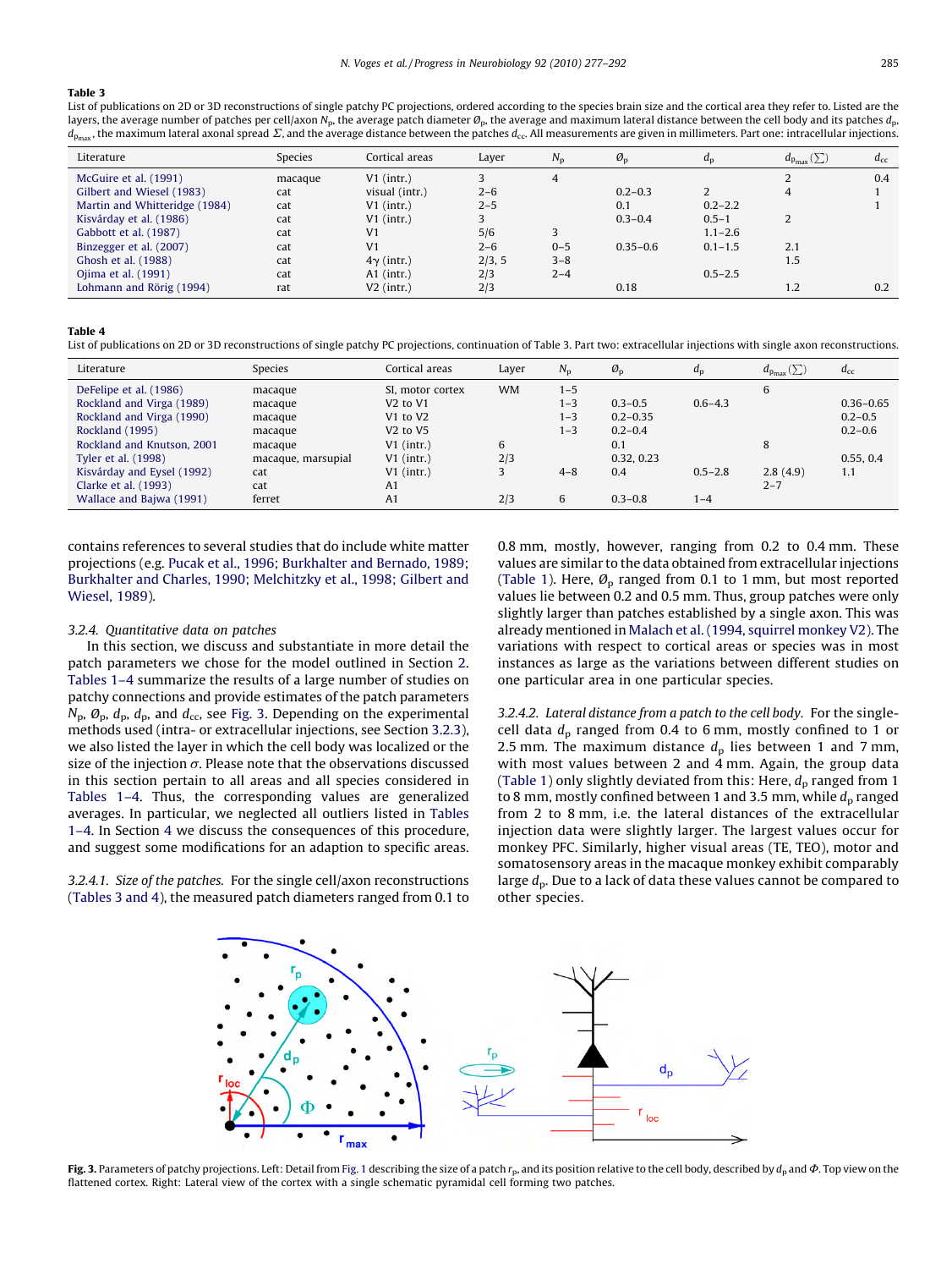**Table 3**

List of publications on 2D or 3D reconstructions of single patchy PC projections, ordered according to the species brain size and the cortical area they refer to. Listed are the layers, the average number of patches per cell/axon $N_p$, the average patch diameter $\O_p$, the average and maximum lateral distance between the cell body and its patches $d_p$, $d_{p_{max}}$, the maximum lateral axonal spread $\Sigma$, and the average distance between the patches $d_{cc}$. All measurements are given in millimeters. Part one: intracellular injections.

| Literature | Species | Cortical areas | Layer | $N_p$ | $\O_p$ | $d_p$ | $d_{p_{max}}$ ($\Sigma$) | $d_{cc}$ |
|---|---|---|---|---|---|---|---|---|
| McGuire et al. (1991) | macaque | V1 (intr.) | 3 | 4 | | | 2 | 0.4 |
| Gilbert and Wiesel (1983) | cat | visual (intr.) | 2–6 | | 0.2–0.3 | 2 | 4 | 1 |
| Martin and Whitteridge (1984) | cat | V1 (intr.) | 2–5 | | 0.1 | 0.2–2.2 | | 1 |
| Kisvárday et al. (1986) | cat | V1 (intr.) | 3 | | 0.3–0.4 | 0.5–1 | 2 | |
| Gabbott et al. (1987) | cat | V1 | 5/6 | 3 | | 1.1–2.6 | | |
| Binzegger et al. (2007) | cat | V1 | 2–6 | 0–5 | 0.35–0.6 | 0.1–1.5 | 2.1 | |
| Ghosh et al. (1988) | cat | 4γ (intr.) | 2/3, 5 | 3–8 | | | 1.5 | |
| Ojima et al. (1991) | cat | A1 (intr.) | 2/3 | 2–4 | | 0.5–2.5 | | |
| Lohmann and Rörig (1994) | rat | V2 (intr.) | 2/3 | | 0.18 | | 1.2 | 0.2 |

**Table 4**

List of publications on 2D or 3D reconstructions of single patchy PC projections, continuation of Table 3. Part two: extracellular injections with single axon reconstructions.

| Literature | Species | Cortical areas | Layer | $N_p$ | $\O_p$ | $d_p$ | $d_{p_{max}}$ ($\Sigma$) | $d_{cc}$ |
|---|---|---|---|---|---|---|---|---|
| DeFelipe et al. (1986) | macaque | SI, motor cortex | WM | 1–5 | | | 6 | |
| Rockland and Virga (1989) | macaque | V2 to V1 | | 1–3 | 0.3–0.5 | 0.6–4.3 | | 0.36–0.65 |
| Rockland and Virga (1990) | macaque | V1 to V2 | | 1–3 | 0.2–0.35 | | | 0.2–0.5 |
| Rockland (1995) | macaque | V2 to V5 | | 1–3 | 0.2–0.4 | | | 0.2–0.6 |
| Rockland and Knutson, 2001 | macaque | V1 (intr.) | 6 | | 0.1 | | 8 | |
| Tyler et al. (1998) | macaque, marsupial | V1 (intr.) | 2/3 | | 0.32, 0.23 | | | 0.55, 0.4 |
| Kisvárday and Eysel (1992) | cat | V1 (intr.) | 3 | 4–8 | 0.4 | 0.5–2.8 | 2.8 (4.9) | 1.1 |
| Clarke et al. (1993) | cat | A1 | | | | | 2–7 | |
| Wallace and Bajwa (1991) | ferret | A1 | 2/3 | 6 | 0.3–0.8 | 1–4 | | |

contains references to several studies that do include white matter projections (e.g. Pucak et al., 1996; Burkhalter and Bernado, 1989; Burkhalter and Charles, 1990; Melchitzky et al., 1998; Gilbert and Wiesel, 1989).

### 3.2.4. Quantitative data on patches

In this section, we discuss and substantiate in more detail the patch parameters we chose for the model outlined in Section 2. Tables 1–4 summarize the results of a large number of studies on patchy connections and provide estimates of the patch parameters $N_p$, $\O_p$, $d_p$, $d_p$, and $d_{cc}$, see Fig. 3. Depending on the experimental methods used (intra- or extracellular injections, see Section 3.2.3), we also listed the layer in which the cell body was localized or the size of the injection $\sigma$. Please note that the observations discussed in this section pertain to all areas and all species considered in Tables 1–4. Thus, the corresponding values are generalized averages. In particular, we neglected all outliers listed in Tables 1–4. In Section 4 we discuss the consequences of this procedure, and suggest some modifications for an adaption to specific areas.

*3.2.4.1. Size of the patches.* For the single cell/axon reconstructions (Tables 3 and 4), the measured patch diameters ranged from 0.1 to 0.8 mm, mostly, however, ranging from 0.2 to 0.4 mm. These values are similar to the data obtained from extracellular injections (Table 1). Here, $\O_p$ ranged from 0.1 to 1 mm, but most reported values lie between 0.2 and 0.5 mm. Thus, group patches were only slightly larger than patches established by a single axon. This was already mentioned in Malach et al. (1994, squirrel monkey V2). The variations with respect to cortical areas or species was in most instances as large as the variations between different studies on one particular area in one particular species.

*3.2.4.2. Lateral distance from a patch to the cell body.* For the single-cell data $d_p$ ranged from 0.4 to 6 mm, mostly confined to 1 or 2.5 mm. The maximum distance $d_p$ lies between 1 and 7 mm, with most values between 2 and 4 mm. Again, the group data (Table 1) only slightly deviated from this: Here, $d_p$ ranged from 1 to 8 mm, mostly confined between 1 and 3.5 mm, while $d_p$ ranged from 2 to 8 mm, i.e. the lateral distances of the extracellular injection data were slightly larger. The largest values occur for monkey PFC. Similarly, higher visual areas (TE, TEO), motor and somatosensory areas in the macaque monkey exhibit comparably large $d_p$. Due to a lack of data these values cannot be compared to other species.

**Fig. 3.** Parameters of patchy projections. Left: Detail from Fig. 1 describing the size of a patch $r_p$, and its position relative to the cell body, described by $d_p$ and $\Phi$. Top view on the flattened cortex. Right: Lateral view of the cortex with a single schematic pyramidal cell forming two patches.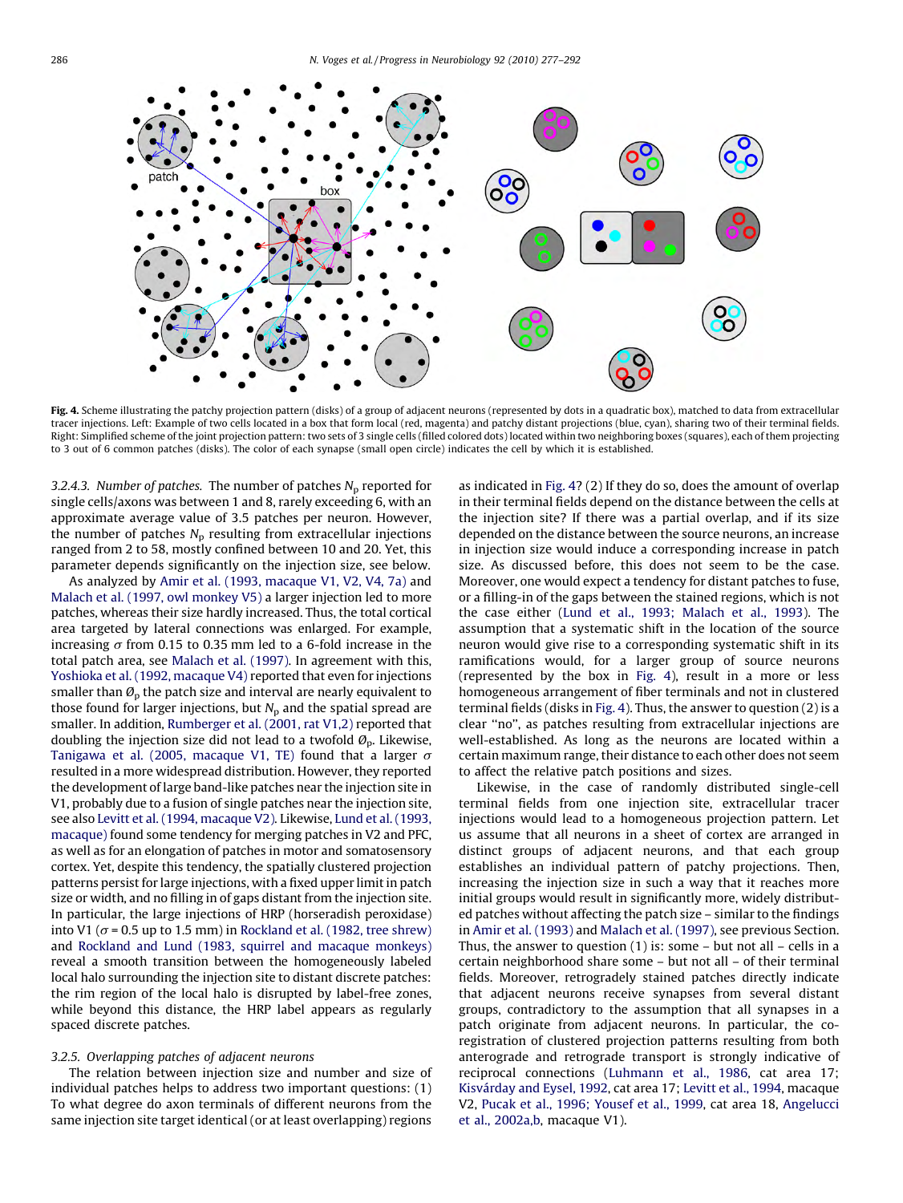**Fig. 4.** Scheme illustrating the patchy projection pattern (disks) of a group of adjacent neurons (represented by dots in a quadratic box), matched to data from extracellular tracer injections. Left: Example of two cells located in a box that form local (red, magenta) and patchy distant projections (blue, cyan), sharing two of their terminal fields. Right: Simplified scheme of the joint projection pattern: two sets of 3 single cells (filled colored dots) located within two neighboring boxes (squares), each of them projecting to 3 out of 6 common patches (disks). The color of each synapse (small open circle) indicates the cell by which it is established.

#### 3.2.4.3. Number of patches

The number of patches $N_p$ reported for single cells/axons was between 1 and 8, rarely exceeding 6, with an approximate average value of 3.5 patches per neuron. However, the number of patches $N_p$ resulting from extracellular injections ranged from 2 to 58, mostly confined between 10 and 20. Yet, this parameter depends significantly on the injection size, see below.

As analyzed by Amir et al. (1993, macaque V1, V2, V4, 7a) and Malach et al. (1997, owl monkey V5) a larger injection led to more patches, whereas their size hardly increased. Thus, the total cortical area targeted by lateral connections was enlarged. For example, increasing $\sigma$ from 0.15 to 0.35 mm led to a 6-fold increase in the total patch area, see Malach et al. (1997). In agreement with this, Yoshioka et al. (1992, macaque V4) reported that even for injections smaller than $\varnothing_p$ the patch size and interval are nearly equivalent to those found for larger injections, but $N_p$ and the spatial spread are smaller. In addition, Rumberger et al. (2001, rat V1,2) reported that doubling the injection size did not lead to a twofold $\varnothing_p$. Likewise, Tanigawa et al. (2005, macaque V1, TE) found that a larger $\sigma$ resulted in a more widespread distribution. However, they reported the development of large band-like patches near the injection site in V1, probably due to a fusion of single patches near the injection site, see also Levitt et al. (1994, macaque V2). Likewise, Lund et al. (1993, macaque) found some tendency for merging patches in V2 and PFC, as well as for an elongation of patches in motor and somatosensory cortex. Yet, despite this tendency, the spatially clustered projection patterns persist for large injections, with a fixed upper limit in patch size or width, and no filling in of gaps distant from the injection site. In particular, the large injections of HRP (horseradish peroxidase) into V1 ($\sigma$ = 0.5 up to 1.5 mm) in Rockland et al. (1982, tree shrew) and Rockland and Lund (1983, squirrel and macaque monkeys) reveal a smooth transition between the homogeneously labeled local halo surrounding the injection site to distant discrete patches: the rim region of the local halo is disrupted by label-free zones, while beyond this distance, the HRP label appears as regularly spaced discrete patches.

### 3.2.5. Overlapping patches of adjacent neurons

The relation between injection size and number and size of individual patches helps to address two important questions: (1) To what degree do axon terminals of different neurons from the same injection site target identical (or at least overlapping) regions as indicated in Fig. 4? (2) If they do so, does the amount of overlap in their terminal fields depend on the distance between the cells at the injection site? If there was a partial overlap, and if its size depended on the distance between the source neurons, an increase in injection size would induce a corresponding increase in patch size. As discussed before, this does not seem to be the case. Moreover, one would expect a tendency for distant patches to fuse, or a filling-in of the gaps between the stained regions, which is not the case either (Lund et al., 1993; Malach et al., 1993). The assumption that a systematic shift in the location of the source neuron would give rise to a corresponding systematic shift in its ramifications would, for a larger group of source neurons (represented by the box in Fig. 4), result in a more or less homogeneous arrangement of fiber terminals and not in clustered terminal fields (disks in Fig. 4). Thus, the answer to question (2) is a clear "no", as patches resulting from extracellular injections are well-established. As long as the neurons are located within a certain maximum range, their distance to each other does not seem to affect the relative patch positions and sizes.

Likewise, in the case of randomly distributed single-cell terminal fields from one injection site, extracellular tracer injections would lead to a homogeneous projection pattern. Let us assume that all neurons in a sheet of cortex are arranged in distinct groups of adjacent neurons, and that each group establishes an individual pattern of patchy projections. Then, increasing the injection size in such a way that it reaches more initial groups would result in significantly more, widely distributed patches without affecting the patch size – similar to the findings in Amir et al. (1993) and Malach et al. (1997), see previous Section. Thus, the answer to question (1) is: some – but not all – cells in a certain neighborhood share some – but not all – of their terminal fields. Moreover, retrogradely stained patches directly indicate that adjacent neurons receive synapses from several distant groups, contradictory to the assumption that all synapses in a patch originate from adjacent neurons. In particular, the co-registration of clustered projection patterns resulting from both anterograde and retrograde transport is strongly indicative of reciprocal connections (Luhmann et al., 1986, cat area 17; Kisvárday and Eysel, 1992, cat area 17; Levitt et al., 1994, macaque V2, Pucak et al., 1996; Yousef et al., 1999, cat area 18, Angelucci et al., 2002a,b, macaque V1).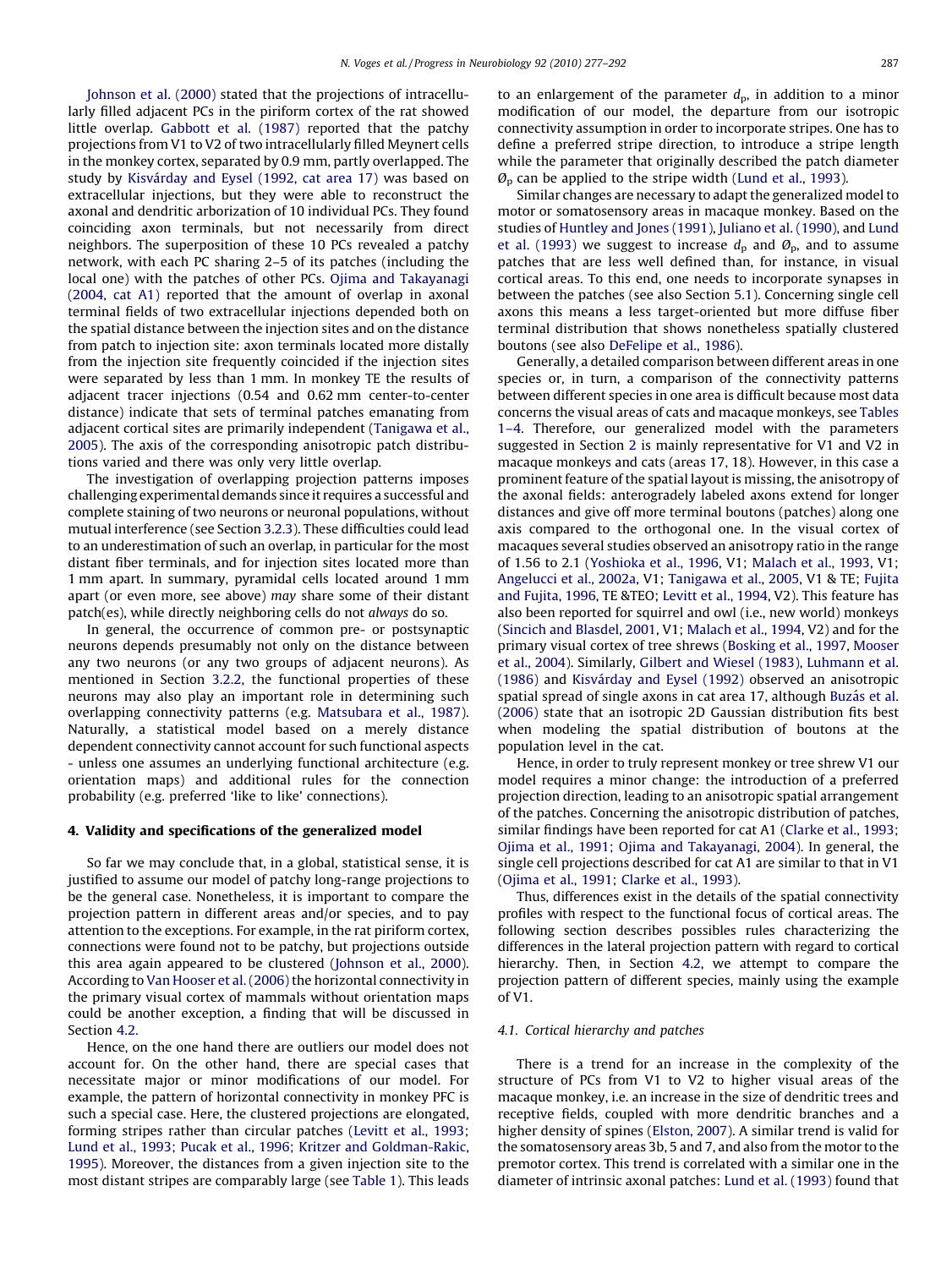Johnson et al. (2000) stated that the projections of intracellularly filled adjacent PCs in the piriform cortex of the rat showed little overlap. Gabbott et al. (1987) reported that the patchy projections from V1 to V2 of two intracellularly filled Meynert cells in the monkey cortex, separated by 0.9 mm, partly overlapped. The study by Kisvárday and Eysel (1992, cat area 17) was based on extracellular injections, but they were able to reconstruct the axonal and dendritic arborization of 10 individual PCs. They found coinciding axon terminals, but not necessarily from direct neighbors. The superposition of these 10 PCs revealed a patchy network, with each PC sharing 2–5 of its patches (including the local one) with the patches of other PCs. Ojima and Takayanagi (2004, cat A1) reported that the amount of overlap in axonal terminal fields of two extracellular injections depended both on the spatial distance between the injection sites and on the distance from patch to injection site: axon terminals located more distally from the injection site frequently coincided if the injection sites were separated by less than 1 mm. In monkey TE the results of adjacent tracer injections (0.54 and 0.62 mm center-to-center distance) indicate that sets of terminal patches emanating from adjacent cortical sites are primarily independent (Tanigawa et al., 2005). The axis of the corresponding anisotropic patch distributions varied and there was only very little overlap.

The investigation of overlapping projection patterns imposes challenging experimental demands since it requires a successful and complete staining of two neurons or neuronal populations, without mutual interference (see Section 3.2.3). These difficulties could lead to an underestimation of such an overlap, in particular for the most distant fiber terminals, and for injection sites located more than 1 mm apart. In summary, pyramidal cells located around 1 mm apart (or even more, see above) *may* share some of their distant patch(es), while directly neighboring cells do not *always* do so.

In general, the occurrence of common pre- or postsynaptic neurons depends presumably not only on the distance between any two neurons (or any two groups of adjacent neurons). As mentioned in Section 3.2.2, the functional properties of these neurons may also play an important role in determining such overlapping connectivity patterns (e.g. Matsubara et al., 1987). Naturally, a statistical model based on a merely distance dependent connectivity cannot account for such functional aspects - unless one assumes an underlying functional architecture (e.g. orientation maps) and additional rules for the connection probability (e.g. preferred 'like to like' connections).

## 4. Validity and specifications of the generalized model

So far we may conclude that, in a global, statistical sense, it is justified to assume our model of patchy long-range projections to be the general case. Nonetheless, it is important to compare the projection pattern in different areas and/or species, and to pay attention to the exceptions. For example, in the rat piriform cortex, connections were found not to be patchy, but projections outside this area again appeared to be clustered (Johnson et al., 2000). According to Van Hooser et al. (2006) the horizontal connectivity in the primary visual cortex of mammals without orientation maps could be another exception, a finding that will be discussed in Section 4.2.

Hence, on the one hand there are outliers our model does not account for. On the other hand, there are special cases that necessitate major or minor modifications of our model. For example, the pattern of horizontal connectivity in monkey PFC is such a special case. Here, the clustered projections are elongated, forming stripes rather than circular patches (Levitt et al., 1993; Lund et al., 1993; Pucak et al., 1996; Kritzer and Goldman-Rakic, 1995). Moreover, the distances from a given injection site to the most distant stripes are comparably large (see Table 1). This leads to an enlargement of the parameter $d_p$, in addition to a minor modification of our model, the departure from our isotropic connectivity assumption in order to incorporate stripes. One has to define a preferred stripe direction, to introduce a stripe length while the parameter that originally described the patch diameter $\varnothing_p$ can be applied to the stripe width (Lund et al., 1993).

Similar changes are necessary to adapt the generalized model to motor or somatosensory areas in macaque monkey. Based on the studies of Huntley and Jones (1991), Juliano et al. (1990), and Lund et al. (1993) we suggest to increase $d_p$ and $\varnothing_p$, and to assume patches that are less well defined than, for instance, in visual cortical areas. To this end, one needs to incorporate synapses in between the patches (see also Section 5.1). Concerning single cell axons this means a less target-oriented but more diffuse fiber terminal distribution that shows nonetheless spatially clustered boutons (see also DeFelipe et al., 1986).

Generally, a detailed comparison between different areas in one species or, in turn, a comparison of the connectivity patterns between different species in one area is difficult because most data concerns the visual areas of cats and macaque monkeys, see Tables 1–4. Therefore, our generalized model with the parameters suggested in Section 2 is mainly representative for V1 and V2 in macaque monkeys and cats (areas 17, 18). However, in this case a prominent feature of the spatial layout is missing, the anisotropy of the axonal fields: anterogradely labeled axons extend for longer distances and give off more terminal boutons (patches) along one axis compared to the orthogonal one. In the visual cortex of macaques several studies observed an anisotropy ratio in the range of 1.56 to 2.1 (Yoshioka et al., 1996, V1; Malach et al., 1993, V1; Angelucci et al., 2002a, V1; Tanigawa et al., 2005, V1 & TE; Fujita and Fujita, 1996, TE &TEO; Levitt et al., 1994, V2). This feature has also been reported for squirrel and owl (i.e., new world) monkeys (Sincich and Blasdel, 2001, V1; Malach et al., 1994, V2) and for the primary visual cortex of tree shrews (Bosking et al., 1997, Mooser et al., 2004). Similarly, Gilbert and Wiesel (1983), Luhmann et al. (1986) and Kisvárday and Eysel (1992) observed an anisotropic spatial spread of single axons in cat area 17, although Buzás et al. (2006) state that an isotropic 2D Gaussian distribution fits best when modeling the spatial distribution of boutons at the population level in the cat.

Hence, in order to truly represent monkey or tree shrew V1 our model requires a minor change: the introduction of a preferred projection direction, leading to an anisotropic spatial arrangement of the patches. Concerning the anisotropic distribution of patches, similar findings have been reported for cat A1 (Clarke et al., 1993; Ojima et al., 1991; Ojima and Takayanagi, 2004). In general, the single cell projections described for cat A1 are similar to that in V1 (Ojima et al., 1991; Clarke et al., 1993).

Thus, differences exist in the details of the spatial connectivity profiles with respect to the functional focus of cortical areas. The following section describes possibles rules characterizing the differences in the lateral projection pattern with regard to cortical hierarchy. Then, in Section 4.2, we attempt to compare the projection pattern of different species, mainly using the example of V1.

### 4.1. Cortical hierarchy and patches

There is a trend for an increase in the complexity of the structure of PCs from V1 to V2 to higher visual areas of the macaque monkey, i.e. an increase in the size of dendritic trees and receptive fields, coupled with more dendritic branches and a higher density of spines (Elston, 2007). A similar trend is valid for the somatosensory areas 3b, 5 and 7, and also from the motor to the premotor cortex. This trend is correlated with a similar one in the diameter of intrinsic axonal patches: Lund et al. (1993) found that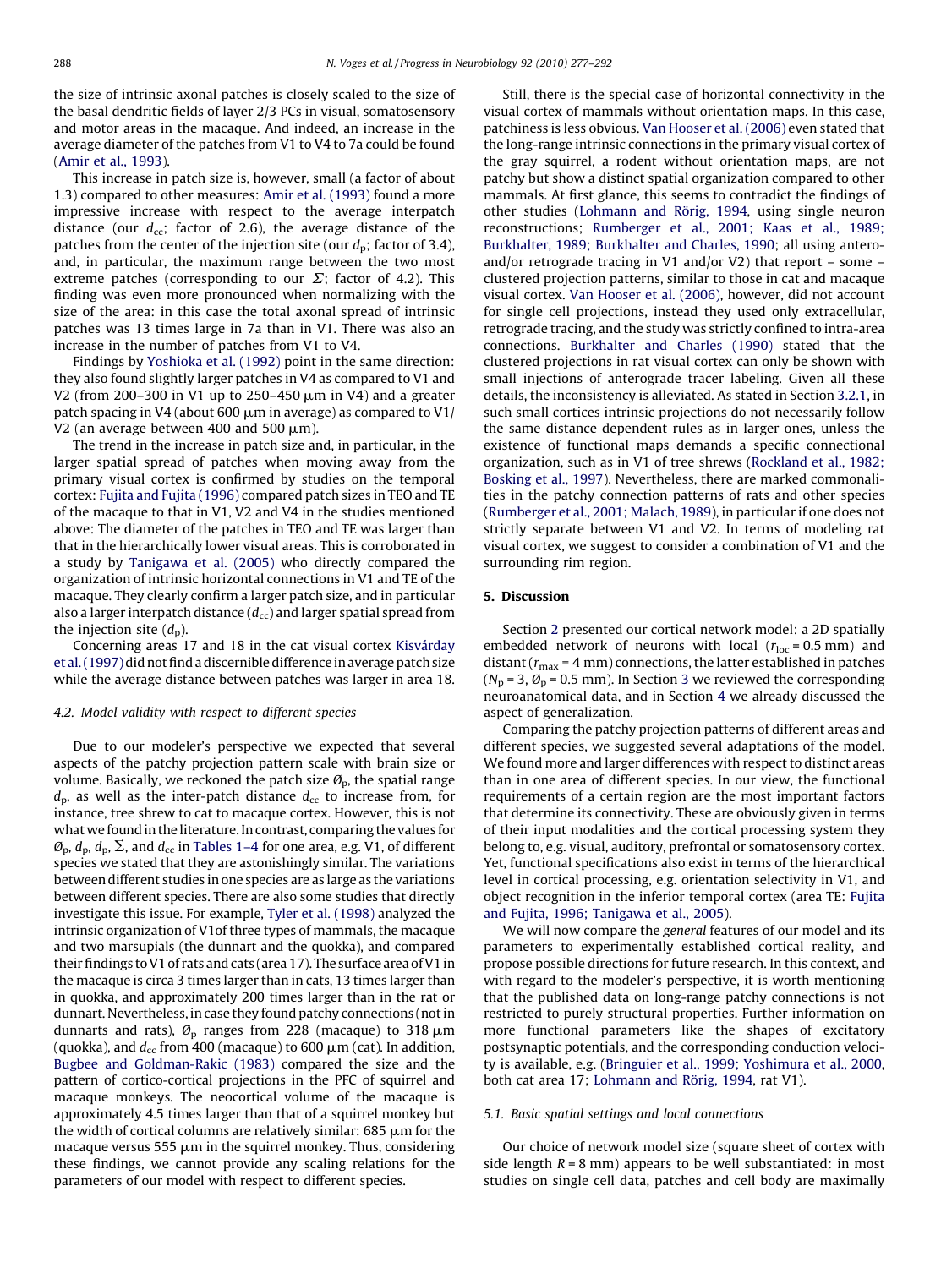the size of intrinsic axonal patches is closely scaled to the size of the basal dendritic fields of layer 2/3 PCs in visual, somatosensory and motor areas in the macaque. And indeed, an increase in the average diameter of the patches from V1 to V4 to 7a could be found (Amir et al., 1993).

This increase in patch size is, however, small (a factor of about 1.3) compared to other measures: Amir et al. (1993) found a more impressive increase with respect to the average interpatch distance (our $d_{cc}$; factor of 2.6), the average distance of the patches from the center of the injection site (our $d_p$; factor of 3.4), and, in particular, the maximum range between the two most extreme patches (corresponding to our $\Sigma$; factor of 4.2). This finding was even more pronounced when normalizing with the size of the area: in this case the total axonal spread of intrinsic patches was 13 times large in 7a than in V1. There was also an increase in the number of patches from V1 to V4.

Findings by Yoshioka et al. (1992) point in the same direction: they also found slightly larger patches in V4 as compared to V1 and V2 (from 200–300 in V1 up to 250–450 μm in V4) and a greater patch spacing in V4 (about 600 μm in average) as compared to V1/V2 (an average between 400 and 500 μm).

The trend in the increase in patch size and, in particular, in the larger spatial spread of patches when moving away from the primary visual cortex is confirmed by studies on the temporal cortex: Fujita and Fujita (1996) compared patch sizes in TEO and TE of the macaque to that in V1, V2 and V4 in the studies mentioned above: The diameter of the patches in TEO and TE was larger than that in the hierarchically lower visual areas. This is corroborated in a study by Tanigawa et al. (2005) who directly compared the organization of intrinsic horizontal connections in V1 and TE of the macaque. They clearly confirm a larger patch size, and in particular also a larger interpatch distance ($d_{cc}$) and larger spatial spread from the injection site ($d_p$).

Concerning areas 17 and 18 in the cat visual cortex Kisvárday et al. (1997) did not find a discernible difference in average patch size while the average distance between patches was larger in area 18.

### 4.2. Model validity with respect to different species

Due to our modeler's perspective we expected that several aspects of the patchy projection pattern scale with brain size or volume. Basically, we reckoned the patch size $\varnothing_p$, the spatial range $d_p$, as well as the inter-patch distance $d_{cc}$ to increase from, for instance, tree shrew to cat to macaque cortex. However, this is not what we found in the literature. In contrast, comparing the values for $\varnothing_p$, $d_p$, $d_p$, $\Sigma$, and $d_{cc}$ in Tables 1–4 for one area, e.g. V1, of different species we stated that they are astonishingly similar. The variations between different studies in one species are as large as the variations between different species. There are also some studies that directly investigate this issue. For example, Tyler et al. (1998) analyzed the intrinsic organization of V1of three types of mammals, the macaque and two marsupials (the dunnart and the quokka), and compared their findings to V1 of rats and cats (area 17). The surface area of V1 in the macaque is circa 3 times larger than in cats, 13 times larger than in quokka, and approximately 200 times larger than in the rat or dunnart. Nevertheless, in case they found patchy connections (not in dunnarts and rats), $\varnothing_p$ ranges from 228 (macaque) to 318 μm (quokka), and $d_{cc}$ from 400 (macaque) to 600 μm (cat). In addition, Bugbee and Goldman-Rakic (1983) compared the size and the pattern of cortico-cortical projections in the PFC of squirrel and macaque monkeys. The neocortical volume of the macaque is approximately 4.5 times larger than that of a squirrel monkey but the width of cortical columns are relatively similar: 685 μm for the macaque versus 555 μm in the squirrel monkey. Thus, considering these findings, we cannot provide any scaling relations for the parameters of our model with respect to different species.

Still, there is the special case of horizontal connectivity in the visual cortex of mammals without orientation maps. In this case, patchiness is less obvious. Van Hooser et al. (2006) even stated that the long-range intrinsic connections in the primary visual cortex of the gray squirrel, a rodent without orientation maps, are not patchy but show a distinct spatial organization compared to other mammals. At first glance, this seems to contradict the findings of other studies (Lohmann and Rörig, 1994, using single neuron reconstructions; Rumberger et al., 2001; Kaas et al., 1989; Burkhalter, 1989; Burkhalter and Charles, 1990; all using antero- and/or retrograde tracing in V1 and/or V2) that report – some – clustered projection patterns, similar to those in cat and macaque visual cortex. Van Hooser et al. (2006), however, did not account for single cell projections, instead they used only extracellular, retrograde tracing, and the study was strictly confined to intra-area connections. Burkhalter and Charles (1990) stated that the clustered projections in rat visual cortex can only be shown with small injections of anterograde tracer labeling. Given all these details, the inconsistency is alleviated. As stated in Section 3.2.1, in such small cortices intrinsic projections do not necessarily follow the same distance dependent rules as in larger ones, unless the existence of functional maps demands a specific connectional organization, such as in V1 of tree shrews (Rockland et al., 1982; Bosking et al., 1997). Nevertheless, there are marked commonalities in the patchy connection patterns of rats and other species (Rumberger et al., 2001; Malach, 1989), in particular if one does not strictly separate between V1 and V2. In terms of modeling rat visual cortex, we suggest to consider a combination of V1 and the surrounding rim region.

## 5. Discussion

Section 2 presented our cortical network model: a 2D spatially embedded network of neurons with local ($r_{loc}$ = 0.5 mm) and distant ($r_{max}$ = 4 mm) connections, the latter established in patches ($N_p$ = 3, $\varnothing_p$ = 0.5 mm). In Section 3 we reviewed the corresponding neuroanatomical data, and in Section 4 we already discussed the aspect of generalization.

Comparing the patchy projection patterns of different areas and different species, we suggested several adaptations of the model. We found more and larger differences with respect to distinct areas than in one area of different species. In our view, the functional requirements of a certain region are the most important factors that determine its connectivity. These are obviously given in terms of their input modalities and the cortical processing system they belong to, e.g. visual, auditory, prefrontal or somatosensory cortex. Yet, functional specifications also exist in terms of the hierarchical level in cortical processing, e.g. orientation selectivity in V1, and object recognition in the inferior temporal cortex (area TE: Fujita and Fujita, 1996; Tanigawa et al., 2005).

We will now compare the *general* features of our model and its parameters to experimentally established cortical reality, and propose possible directions for future research. In this context, and with regard to the modeler's perspective, it is worth mentioning that the published data on long-range patchy connections is not restricted to purely structural properties. Further information on more functional parameters like the shapes of excitatory postsynaptic potentials, and the corresponding conduction velocity is available, e.g. (Bringuier et al., 1999; Yoshimura et al., 2000, both cat area 17; Lohmann and Rörig, 1994, rat V1).

### 5.1. Basic spatial settings and local connections

Our choice of network model size (square sheet of cortex with side length $R$ = 8 mm) appears to be well substantiated: in most studies on single cell data, patches and cell body are maximally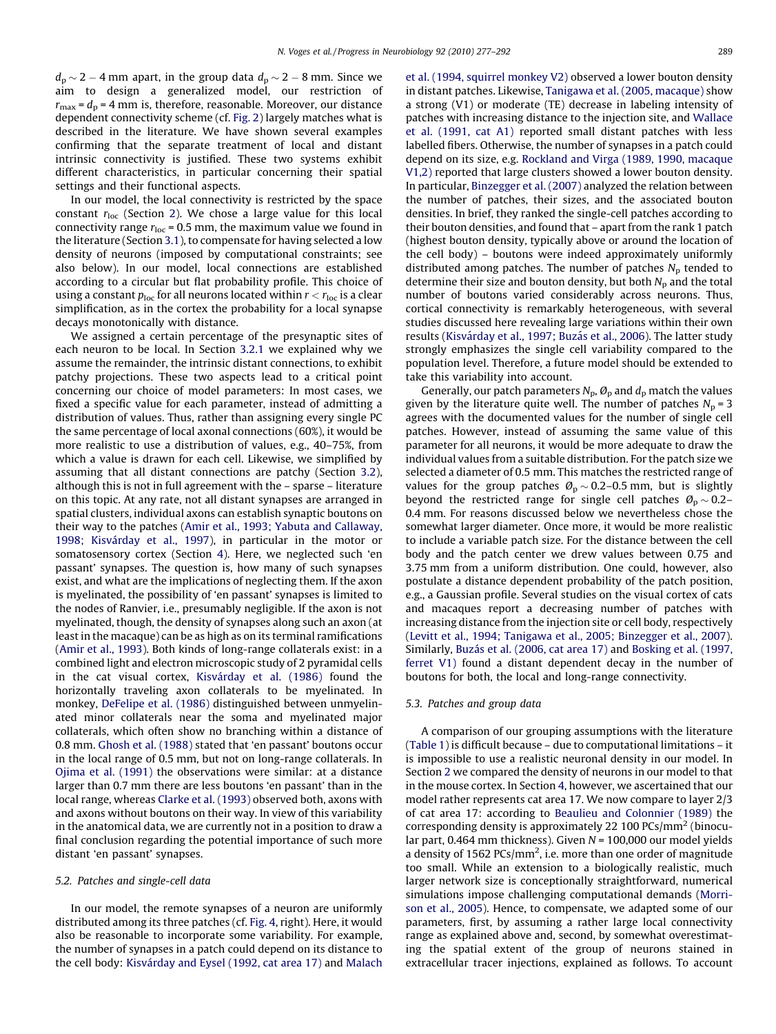$d_p \sim 2-4$ mm apart, in the group data $d_p \sim 2-8$ mm. Since we aim to design a generalized model, our restriction of $r_{max} = d_p = 4$ mm is, therefore, reasonable. Moreover, our distance dependent connectivity scheme (cf. Fig. 2) largely matches what is described in the literature. We have shown several examples confirming that the separate treatment of local and distant intrinsic connectivity is justified. These two systems exhibit different characteristics, in particular concerning their spatial settings and their functional aspects.

In our model, the local connectivity is restricted by the space constant $r_{loc}$ (Section 2). We chose a large value for this local connectivity range $r_{loc} = 0.5$ mm, the maximum value we found in the literature (Section 3.1), to compensate for having selected a low density of neurons (imposed by computational constraints; see also below). In our model, local connections are established according to a circular but flat probability profile. This choice of using a constant $p_{loc}$ for all neurons located within $r < r_{loc}$ is a clear simplification, as in the cortex the probability for a local synapse decays monotonically with distance.

We assigned a certain percentage of the presynaptic sites of each neuron to be local. In Section 3.2.1 we explained why we assume the remainder, the intrinsic distant connections, to exhibit patchy projections. These two aspects lead to a critical point concerning our choice of model parameters: In most cases, we fixed a specific value for each parameter, instead of admitting a distribution of values. Thus, rather than assigning every single PC the same percentage of local axonal connections (60%), it would be more realistic to use a distribution of values, e.g., 40–75%, from which a value is drawn for each cell. Likewise, we simplified by assuming that all distant connections are patchy (Section 3.2), although this is not in full agreement with the – sparse – literature on this topic. At any rate, not all distant synapses are arranged in spatial clusters, individual axons can establish synaptic boutons on their way to the patches (Amir et al., 1993; Yabuta and Callaway, 1998; Kisvárday et al., 1997), in particular in the motor or somatosensory cortex (Section 4). Here, we neglected such 'en passant' synapses. The question is, how many of such synapses exist, and what are the implications of neglecting them. If the axon is myelinated, the possibility of 'en passant' synapses is limited to the nodes of Ranvier, i.e., presumably negligible. If the axon is not myelinated, though, the density of synapses along such an axon (at least in the macaque) can be as high as on its terminal ramifications (Amir et al., 1993). Both kinds of long-range collaterals exist: in a combined light and electron microscopic study of 2 pyramidal cells in the cat visual cortex, Kisvárday et al. (1986) found the horizontally traveling axon collaterals to be myelinated. In monkey, DeFelipe et al. (1986) distinguished between unmyelinated minor collaterals near the soma and myelinated major collaterals, which often show no branching within a distance of 0.8 mm. Ghosh et al. (1988) stated that 'en passant' boutons occur in the local range of 0.5 mm, but not on long-range collaterals. In Ojima et al. (1991) the observations were similar: at a distance larger than 0.7 mm there are less boutons 'en passant' than in the local range, whereas Clarke et al. (1993) observed both, axons with and axons without boutons on their way. In view of this variability in the anatomical data, we are currently not in a position to draw a final conclusion regarding the potential importance of such more distant 'en passant' synapses.

### 5.2. Patches and single-cell data

In our model, the remote synapses of a neuron are uniformly distributed among its three patches (cf. Fig. 4, right). Here, it would also be reasonable to incorporate some variability. For example, the number of synapses in a patch could depend on its distance to the cell body: Kisvárday and Eysel (1992, cat area 17) and Malach et al. (1994, squirrel monkey V2) observed a lower bouton density in distant patches. Likewise, Tanigawa et al. (2005, macaque) show a strong (V1) or moderate (TE) decrease in labeling intensity of patches with increasing distance to the injection site, and Wallace et al. (1991, cat A1) reported small distant patches with less labelled fibers. Otherwise, the number of synapses in a patch could depend on its size, e.g. Rockland and Virga (1989, 1990, macaque V1,2) reported that large clusters showed a lower bouton density. In particular, Binzegger et al. (2007) analyzed the relation between the number of patches, their sizes, and the associated bouton densities. In brief, they ranked the single-cell patches according to their bouton densities, and found that – apart from the rank 1 patch (highest bouton density, typically above or around the location of the cell body) – boutons were indeed approximately uniformly distributed among patches. The number of patches $N_p$ tended to determine their size and bouton density, but both $N_p$ and the total number of boutons varied considerably across neurons. Thus, cortical connectivity is remarkably heterogeneous, with several studies discussed here revealing large variations within their own results (Kisvárday et al., 1997; Buzás et al., 2006). The latter study strongly emphasizes the single cell variability compared to the population level. Therefore, a future model should be extended to take this variability into account.

Generally, our patch parameters $N_p$, $\O_p$ and $d_p$ match the values given by the literature quite well. The number of patches $N_p = 3$ agrees with the documented values for the number of single cell patches. However, instead of assuming the same value of this parameter for all neurons, it would be more adequate to draw the individual values from a suitable distribution. For the patch size we selected a diameter of 0.5 mm. This matches the restricted range of values for the group patches $\O_p \sim 0.2$–$0.5$ mm, but is slightly beyond the restricted range for single cell patches $\O_p \sim 0.2$–$0.4$ mm. For reasons discussed below we nevertheless chose the somewhat larger diameter. Once more, it would be more realistic to include a variable patch size. For the distance between the cell body and the patch center we drew values between 0.75 and 3.75 mm from a uniform distribution. One could, however, also postulate a distance dependent probability of the patch position, e.g., a Gaussian profile. Several studies on the visual cortex of cats and macaques report a decreasing number of patches with increasing distance from the injection site or cell body, respectively (Levitt et al., 1994; Tanigawa et al., 2005; Binzegger et al., 2007). Similarly, Buzás et al. (2006, cat area 17) and Bosking et al. (1997, ferret V1) found a distant dependent decay in the number of boutons for both, the local and long-range connectivity.

### 5.3. Patches and group data

A comparison of our grouping assumptions with the literature (Table 1) is difficult because – due to computational limitations – it is impossible to use a realistic neuronal density in our model. In Section 2 we compared the density of neurons in our model to that in the mouse cortex. In Section 4, however, we ascertained that our model rather represents cat area 17. We now compare to layer 2/3 of cat area 17: according to Beaulieu and Colonnier (1989) the corresponding density is approximately 22 100 PCs/mm$^2$ (binocular part, 0.464 mm thickness). Given $N = 100{,}000$ our model yields a density of 1562 PCs/mm$^2$, i.e. more than one order of magnitude too small. While an extension to a biologically realistic, much larger network size is conceptionally straightforward, numerical simulations impose challenging computational demands (Morrison et al., 2005). Hence, to compensate, we adapted some of our parameters, first, by assuming a rather large local connectivity range as explained above and, second, by somewhat overestimating the spatial extent of the group of neurons stained in extracellular tracer injections, explained as follows. To account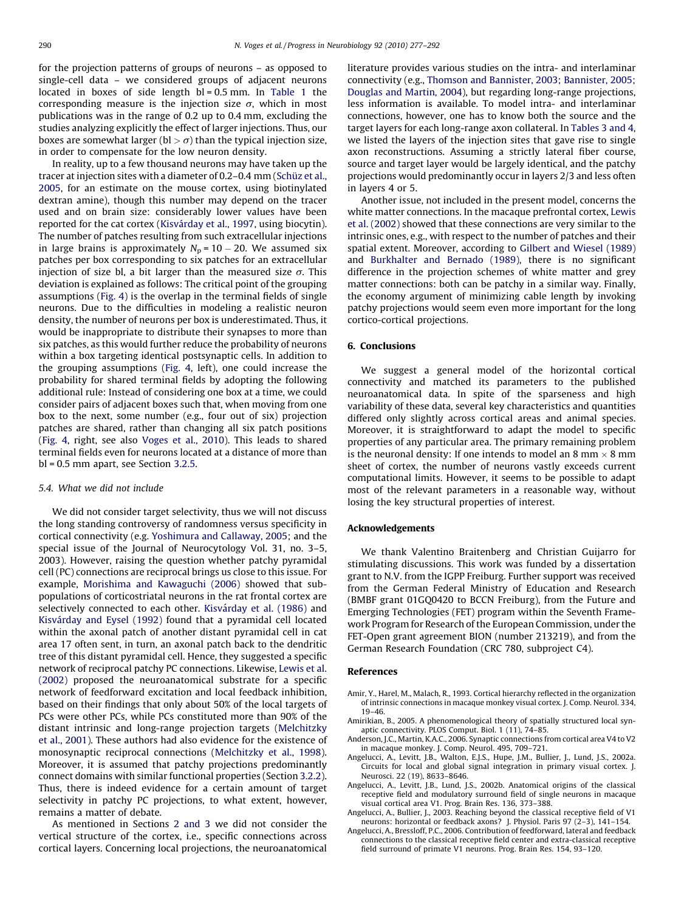for the projection patterns of groups of neurons – as opposed to single-cell data – we considered groups of adjacent neurons located in boxes of side length bl = 0.5 mm. In Table 1 the corresponding measure is the injection size $\sigma$, which in most publications was in the range of 0.2 up to 0.4 mm, excluding the studies analyzing explicitly the effect of larger injections. Thus, our boxes are somewhat larger (bl $> \sigma$) than the typical injection size, in order to compensate for the low neuron density.

In reality, up to a few thousand neurons may have taken up the tracer at injection sites with a diameter of 0.2–0.4 mm (Schüz et al., 2005, for an estimate on the mouse cortex, using biotinylated dextran amine), though this number may depend on the tracer used and on brain size: considerably lower values have been reported for the cat cortex (Kisvárday et al., 1997, using biocytin). The number of patches resulting from such extracellular injections in large brains is approximately $N_p = 10 - 20$. We assumed six patches per box corresponding to six patches for an extracellular injection of size bl, a bit larger than the measured size $\sigma$. This deviation is explained as follows: The critical point of the grouping assumptions (Fig. 4) is the overlap in the terminal fields of single neurons. Due to the difficulties in modeling a realistic neuron density, the number of neurons per box is underestimated. Thus, it would be inappropriate to distribute their synapses to more than six patches, as this would further reduce the probability of neurons within a box targeting identical postsynaptic cells. In addition to the grouping assumptions (Fig. 4, left), one could increase the probability for shared terminal fields by adopting the following additional rule: Instead of considering one box at a time, we could consider pairs of adjacent boxes such that, when moving from one box to the next, some number (e.g., four out of six) projection patches are shared, rather than changing all six patch positions (Fig. 4, right, see also Voges et al., 2010). This leads to shared terminal fields even for neurons located at a distance of more than bl = 0.5 mm apart, see Section 3.2.5.

### 5.4. What we did not include

We did not consider target selectivity, thus we will not discuss the long standing controversy of randomness versus specificity in cortical connectivity (e.g. Yoshimura and Callaway, 2005; and the special issue of the Journal of Neurocytology Vol. 31, no. 3–5, 2003). However, raising the question whether patchy pyramidal cell (PC) connections are reciprocal brings us close to this issue. For example, Morishima and Kawaguchi (2006) showed that subpopulations of corticostriatal neurons in the rat frontal cortex are selectively connected to each other. Kisvárday et al. (1986) and Kisvárday and Eysel (1992) found that a pyramidal cell located within the axonal patch of another distant pyramidal cell in cat area 17 often sent, in turn, an axonal patch back to the dendritic tree of this distant pyramidal cell. Hence, they suggested a specific network of reciprocal patchy PC connections. Likewise, Lewis et al. (2002) proposed the neuroanatomical substrate for a specific network of feedforward excitation and local feedback inhibition, based on their findings that only about 50% of the local targets of PCs were other PCs, while PCs constituted more than 90% of the distant intrinsic and long-range projection targets (Melchitzky et al., 2001). These authors had also evidence for the existence of monosynaptic reciprocal connections (Melchitzky et al., 1998). Moreover, it is assumed that patchy projections predominantly connect domains with similar functional properties (Section 3.2.2). Thus, there is indeed evidence for a certain amount of target selectivity in patchy PC projections, to what extent, however, remains a matter of debate.

As mentioned in Sections 2 and 3 we did not consider the vertical structure of the cortex, i.e., specific connections across cortical layers. Concerning local projections, the neuroanatomical literature provides various studies on the intra- and interlaminar connectivity (e.g., Thomson and Bannister, 2003; Bannister, 2005; Douglas and Martin, 2004), but regarding long-range projections, less information is available. To model intra- and interlaminar connections, however, one has to know both the source and the target layers for each long-range axon collateral. In Tables 3 and 4, we listed the layers of the injection sites that gave rise to single axon reconstructions. Assuming a strictly lateral fiber course, source and target layer would be largely identical, and the patchy projections would predominantly occur in layers 2/3 and less often in layers 4 or 5.

Another issue, not included in the present model, concerns the white matter connections. In the macaque prefrontal cortex, Lewis et al. (2002) showed that these connections are very similar to the intrinsic ones, e.g., with respect to the number of patches and their spatial extent. Moreover, according to Gilbert and Wiesel (1989) and Burkhalter and Bernado (1989), there is no significant difference in the projection schemes of white matter and grey matter connections: both can be patchy in a similar way. Finally, the economy argument of minimizing cable length by invoking patchy projections would seem even more important for the long cortico-cortical projections.

## 6. Conclusions

We suggest a general model of the horizontal cortical connectivity and matched its parameters to the published neuroanatomical data. In spite of the sparseness and high variability of these data, several key characteristics and quantities differed only slightly across cortical areas and animal species. Moreover, it is straightforward to adapt the model to specific properties of any particular area. The primary remaining problem is the neuronal density: If one intends to model an 8 mm $\times$ 8 mm sheet of cortex, the number of neurons vastly exceeds current computational limits. However, it seems to be possible to adapt most of the relevant parameters in a reasonable way, without losing the key structural properties of interest.

## Acknowledgements

We thank Valentino Braitenberg and Christian Guijarro for stimulating discussions. This work was funded by a dissertation grant to N.V. from the IGPP Freiburg. Further support was received from the German Federal Ministry of Education and Research (BMBF grant 01GQ0420 to BCCN Freiburg), from the Future and Emerging Technologies (FET) program within the Seventh Framework Program for Research of the European Commission, under the FET-Open grant agreement BION (number 213219), and from the German Research Foundation (CRC 780, subproject C4).

## References

Amir, Y., Harel, M., Malach, R., 1993. Cortical hierarchy reflected in the organization of intrinsic connections in macaque monkey visual cortex. J. Comp. Neurol. 334, 19–46.

Amirikian, B., 2005. A phenomenological theory of spatially structured local synaptic connectivity. PLOS Comput. Biol. 1 (11), 74–85.

Anderson, J.C., Martin, K.A.C., 2006. Synaptic connections from cortical area V4 to V2 in macaque monkey. J. Comp. Neurol. 495, 709–721.

Angelucci, A., Levitt, J.B., Walton, E.J.S., Hupe, J.M., Bullier, J., Lund, J.S., 2002a. Circuits for local and global signal integration in primary visual cortex. J. Neurosci. 22 (19), 8633–8646.

Angelucci, A., Levitt, J.B., Lund, J.S., 2002b. Anatomical origins of the classical receptive field and modulatory surround field of single neurons in macaque visual cortical area V1. Prog. Brain Res. 136, 373–388.

Angelucci, A., Bullier, J., 2003. Reaching beyond the classical receptive field of V1 neurons: horizontal or feedback axons? J. Physiol. Paris 97 (2–3), 141–154.

Angelucci, A., Bressloff, P.C., 2006. Contribution of feedforward, lateral and feedback connections to the classical receptive field center and extra-classical receptive field surround of primate V1 neurons. Prog. Brain Res. 154, 93–120.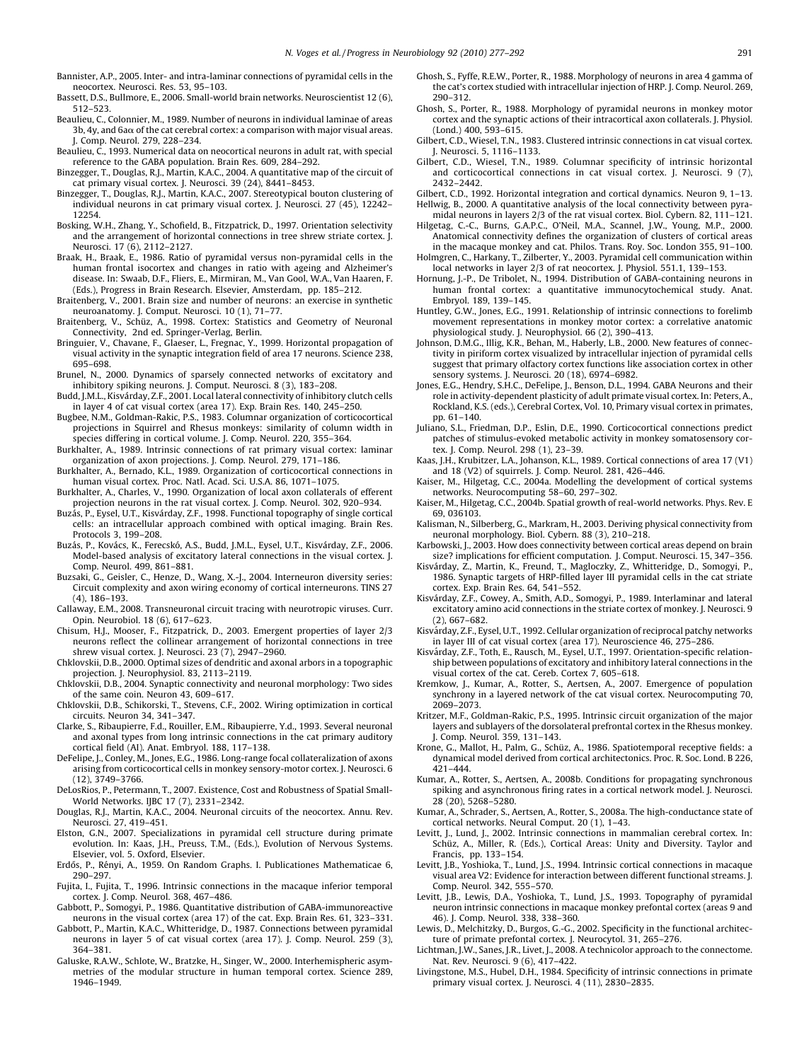Bannister, A.P., 2005. Inter- and intra-laminar connections of pyramidal cells in the neocortex. Neurosci. Res. 53, 95–103.

Bassett, D.S., Bullmore, E., 2006. Small-world brain networks. Neuroscientist 12 (6), 512–523.

Beaulieu, C., Colonnier, M., 1989. Number of neurons in individual laminae of areas 3b, 4y, and 6aα of the cat cerebral cortex: a comparison with major visual areas. J. Comp. Neurol. 279, 228–234.

Beaulieu, C., 1993. Numerical data on neocortical neurons in adult rat, with special reference to the GABA population. Brain Res. 609, 284–292.

Binzegger, T., Douglas, R.J., Martin, K.A.C., 2004. A quantitative map of the circuit of cat primary visual cortex. J. Neurosci. 39 (24), 8441–8453.

Binzegger, T., Douglas, R.J., Martin, K.A.C., 2007. Stereotypical bouton clustering of individual neurons in cat primary visual cortex. J. Neurosci. 27 (45), 12242–12254.

Bosking, W.H., Zhang, Y., Schofield, B., Fitzpatrick, D., 1997. Orientation selectivity and the arrangement of horizontal connections in tree shrew striate cortex. J. Neurosci. 17 (6), 2112–2127.

Braak, H., Braak, E., 1986. Ratio of pyramidal versus non-pyramidal cells in the human frontal isocortex and changes in ratio with ageing and Alzheimer's disease. In: Swaab, D.F., Fliers, E., Mirmiran, M., Van Gool, W.A., Van Haaren, F. (Eds.), Progress in Brain Research. Elsevier, Amsterdam, pp. 185–212.

Braitenberg, V., 2001. Brain size and number of neurons: an exercise in synthetic neuroanatomy. J. Comput. Neurosci. 10 (1), 71–77.

Braitenberg, V., Schüz, A., 1998. Cortex: Statistics and Geometry of Neuronal Connectivity, 2nd ed. Springer-Verlag, Berlin.

Bringuier, V., Chavane, F., Glaeser, L., Fregnac, Y., 1999. Horizontal propagation of visual activity in the synaptic integration field of area 17 neurons. Science 238, 695–698.

Brunel, N., 2000. Dynamics of sparsely connected networks of excitatory and inhibitory spiking neurons. J. Comput. Neurosci. 8 (3), 183–208.

Budd, J.M.L., Kisvárday, Z.F., 2001. Local lateral connectivity of inhibitory clutch cells in layer 4 of cat visual cortex (area 17). Exp. Brain Res. 140, 245–250.

Bugbee, N.M., Goldman-Rakic, P.S., 1983. Columnar organization of corticocortical projections in Squirrel and Rhesus monkeys: similarity of column width in species differing in cortical volume. J. Comp. Neurol. 220, 355–364.

Burkhalter, A., 1989. Intrinsic connections of rat primary visual cortex: laminar organization of axon projections. J. Comp. Neurol. 279, 171–186.

Burkhalter, A., Bernado, K.L., 1989. Organization of corticocortical connections in human visual cortex. Proc. Natl. Acad. Sci. U.S.A. 86, 1071–1075.

Burkhalter, A., Charles, V., 1990. Organization of local axon collaterals of efferent projection neurons in the rat visual cortex. J. Comp. Neurol. 302, 920–934.

Buzás, P., Eysel, U.T., Kisvárday, Z.F., 1998. Functional topography of single cortical cells: an intracellular approach combined with optical imaging. Brain Res. Protocols 3, 199–208.

Buzás, P., Kovács, K., Ferecskó, A.S., Budd, J.M.L., Eysel, U.T., Kisvárday, Z.F., 2006. Model-based analysis of excitatory lateral connections in the visual cortex. J. Comp. Neurol. 499, 861–881.

Buzsaki, G., Geisler, C., Henze, D., Wang, X.-J., 2004. Interneuron diversity series: Circuit complexity and axon wiring economy of cortical interneurons. TINS 27 (4), 186–193.

Callaway, E.M., 2008. Transneuronal circuit tracing with neurotropic viruses. Curr. Opin. Neurobiol. 18 (6), 617–623.

Chisum, H.J., Mooser, F., Fitzpatrick, D., 2003. Emergent properties of layer 2/3 neurons reflect the collinear arrangement of horizontal connections in tree shrew visual cortex. J. Neurosci. 23 (7), 2947–2960.

Chklovskii, D.B., 2000. Optimal sizes of dendritic and axonal arbors in a topographic projection. J. Neurophysiol. 83, 2113–2119.

Chklovskii, D.B., 2004. Synaptic connectivity and neuronal morphology: Two sides of the same coin. Neuron 43, 609–617.

Chklovskii, D.B., Schikorski, T., Stevens, C.F., 2002. Wiring optimization in cortical circuits. Neuron 34, 341–347.

Clarke, S., Ribaupierre, F.d., Rouiller, E.M., Ribaupierre, Y.d., 1993. Several neuronal and axonal types from long intrinsic connections in the cat primary auditory cortical field (AI). Anat. Embryol. 188, 117–138.

DeFelipe, J., Conley, M., Jones, E.G., 1986. Long-range focal collateralization of axons arising from corticocortical cells in monkey sensory-motor cortex. J. Neurosci. 6 (12), 3749–3766.

DeLosRios, P., Petermann, T., 2007. Existence, Cost and Robustness of Spatial Small-World Networks. IJBC 17 (7), 2331–2342.

Douglas, R.J., Martin, K.A.C., 2004. Neuronal circuits of the neocortex. Annu. Rev. Neurosci. 27, 419–451.

Elston, G.N., 2007. Specializations in pyramidal cell structure during primate evolution. In: Kaas, J.H., Preuss, T.M., (Eds.), Evolution of Nervous Systems. Elsevier, vol. 5. Oxford, Elsevier.

Erdős, P., Rényi, A., 1959. On Random Graphs. I. Publicationes Mathematicae 6, 290–297.

Fujita, I., Fujita, T., 1996. Intrinsic connections in the macaque inferior temporal cortex. J. Comp. Neurol. 368, 467–486.

Gabbott, P., Somogyi, P., 1986. Quantitative distribution of GABA-immunoreactive neurons in the visual cortex (area 17) of the cat. Exp. Brain Res. 61, 323–331.

Gabbott, P., Martin, K.A.C., Whitteridge, D., 1987. Connections between pyramidal neurons in layer 5 of cat visual cortex (area 17). J. Comp. Neurol. 259 (3), 364–381.

Galuske, R.A.W., Schlote, W., Bratzke, H., Singer, W., 2000. Interhemispheric asymmetries of the modular structure in human temporal cortex. Science 289, 1946–1949.

Ghosh, S., Fyffe, R.E.W., Porter, R., 1988. Morphology of neurons in area 4 gamma of the cat's cortex studied with intracellular injection of HRP. J. Comp. Neurol. 269, 290–312.

Ghosh, S., Porter, R., 1988. Morphology of pyramidal neurons in monkey motor cortex and the synaptic actions of their intracortical axon collaterals. J. Physiol. (Lond.) 400, 593–615.

Gilbert, C.D., Wiesel, T.N., 1983. Clustered intrinsic connections in cat visual cortex. J. Neurosci. 5, 1116–1133.

Gilbert, C.D., Wiesel, T.N., 1989. Columnar specificity of intrinsic horizontal and corticocortical connections in cat visual cortex. J. Neurosci. 9 (7), 2432–2442.

Gilbert, C.D., 1992. Horizontal integration and cortical dynamics. Neuron 9, 1–13.

Hellwig, B., 2000. A quantitative analysis of the local connectivity between pyramidal neurons in layers 2/3 of the rat visual cortex. Biol. Cybern. 82, 111–121.

Hilgetag, C.-C., Burns, G.A.P.C., O'Neil, M.A., Scannel, J.W., Young, M.P., 2000. Anatomical connectivity defines the organization of clusters of cortical areas in the macaque monkey and cat. Philos. Trans. Roy. Soc. London 355, 91–100.

Holmgren, C., Harkany, T., Zilberter, Y., 2003. Pyramidal cell communication within local networks in layer 2/3 of rat neocortex. J. Physiol. 551.1, 139–153.

Hornung, J.-P., De Tribolet, N., 1994. Distribution of GABA-containing neurons in human frontal cortex: a quantitative immunocytochemical study. Anat. Embryol. 189, 139–145.

Huntley, G.W., Jones, E.G., 1991. Relationship of intrinsic connections to forelimb movement representations in monkey motor cortex: a correlative anatomic physiological study. J. Neurophysiol. 66 (2), 390–413.

Johnson, D.M.G., Illig, K.R., Behan, M., Haberly, L.B., 2000. New features of connectivity in piriform cortex visualized by intracellular injection of pyramidal cells suggest that primary olfactory cortex functions like association cortex in other sensory systems. J. Neurosci. 20 (18), 6974–6982.

Jones, E.G., Hendry, S.H.C., DeFelipe, J., Benson, D.L., 1994. GABA Neurons and their role in activity-dependent plasticity of adult primate visual cortex. In: Peters, A., Rockland, K.S. (eds.), Cerebral Cortex, Vol. 10, Primary visual cortex in primates, pp. 61–140.

Juliano, S.L., Friedman, D.P., Eslin, D.E., 1990. Corticocortical connections predict patches of stimulus-evoked metabolic activity in monkey somatosensory cortex. J. Comp. Neurol. 298 (1), 23–39.

Kaas, J.H., Krubitzer, L.A., Johanson, K.L., 1989. Cortical connections of area 17 (V1) and 18 (V2) of squirrels. J. Comp. Neurol. 281, 426–446.

Kaiser, M., Hilgetag, C.C., 2004a. Modelling the development of cortical systems networks. Neurocomputing 58–60, 297–302.

Kaiser, M., Hilgetag, C.C., 2004b. Spatial growth of real-world networks. Phys. Rev. E 69, 036103.

Kalisman, N., Silberberg, G., Markram, H., 2003. Deriving physical connectivity from neuronal morphology. Biol. Cybern. 88 (3), 210–218.

Karbowski, J., 2003. How does connectivity between cortical areas depend on brain size? implications for efficient computation. J. Comput. Neurosci. 15, 347–356.

Kisvárday, Z., Martin, K., Freund, T., Magloczky, Z., Whitteridge, D., Somogyi, P., 1986. Synaptic targets of HRP-filled layer III pyramidal cells in the cat striate cortex. Exp. Brain Res. 64, 541–552.

Kisvárday, Z.F., Cowey, A., Smith, A.D., Somogyi, P., 1989. Interlaminar and lateral excitatory amino acid connections in the striate cortex of monkey. J. Neurosci. 9 (2), 667–682.

Kisvárday, Z.F., Eysel, U.T., 1992. Cellular organization of reciprocal patchy networks in layer III of cat visual cortex (area 17). Neuroscience 46, 275–286.

Kisvárday, Z.F., Toth, E., Rausch, M., Eysel, U.T., 1997. Orientation-specific relationship between populations of excitatory and inhibitory lateral connections in the visual cortex of the cat. Cereb. Cortex 7, 605–618.

Kremkow, J., Kumar, A., Rotter, S., Aertsen, A., 2007. Emergence of population synchrony in a layered network of the cat visual cortex. Neurocomputing 70, 2069–2073.

Kritzer, M.F., Goldman-Rakic, P.S., 1995. Intrinsic circuit organization of the major layers and sublayers of the dorsolateral prefrontal cortex in the Rhesus monkey. J. Comp. Neurol. 359, 131–143.

Krone, G., Mallot, H., Palm, G., Schüz, A., 1986. Spatiotemporal receptive fields: a dynamical model derived from cortical architectonics. Proc. R. Soc. Lond. B 226, 421–444.

Kumar, A., Rotter, S., Aertsen, A., 2008b. Conditions for propagating synchronous spiking and asynchronous firing rates in a cortical network model. J. Neurosci. 28 (20), 5268–5280.

Kumar, A., Schrader, S., Aertsen, A., Rotter, S., 2008a. The high-conductance state of cortical networks. Neural Comput. 20 (1), 1–43.

Levitt, J., Lund, J., 2002. Intrinsic connections in mammalian cerebral cortex. In: Schüz, A., Miller, R. (Eds.), Cortical Areas: Unity and Diversity. Taylor and Francis, pp. 133–154.

Levitt, J.B., Yoshioka, T., Lund, J.S., 1994. Intrinsic cortical connections in macaque visual area V2: Evidence for interaction between different functional streams. J. Comp. Neurol. 342, 555–570.

Levitt, J.B., Lewis, D.A., Yoshioka, T., Lund, J.S., 1993. Topography of pyramidal neuron intrinsic connections in macaque monkey prefontal cortex (areas 9 and 46). J. Comp. Neurol. 338, 338–360.

Lewis, D., Melchitzky, D., Burgos, G.-G., 2002. Specificity in the functional architecture of primate prefrontal cortex. J. Neurocytol. 31, 265–276.

Lichtman, J.W., Sanes, J.R., Livet, J., 2008. A technicolor approach to the connectome. Nat. Rev. Neurosci. 9 (6), 417–422.

Livingstone, M.S., Hubel, D.H., 1984. Specificity of intrinsic connections in primate primary visual cortex. J. Neurosci. 4 (11), 2830–2835.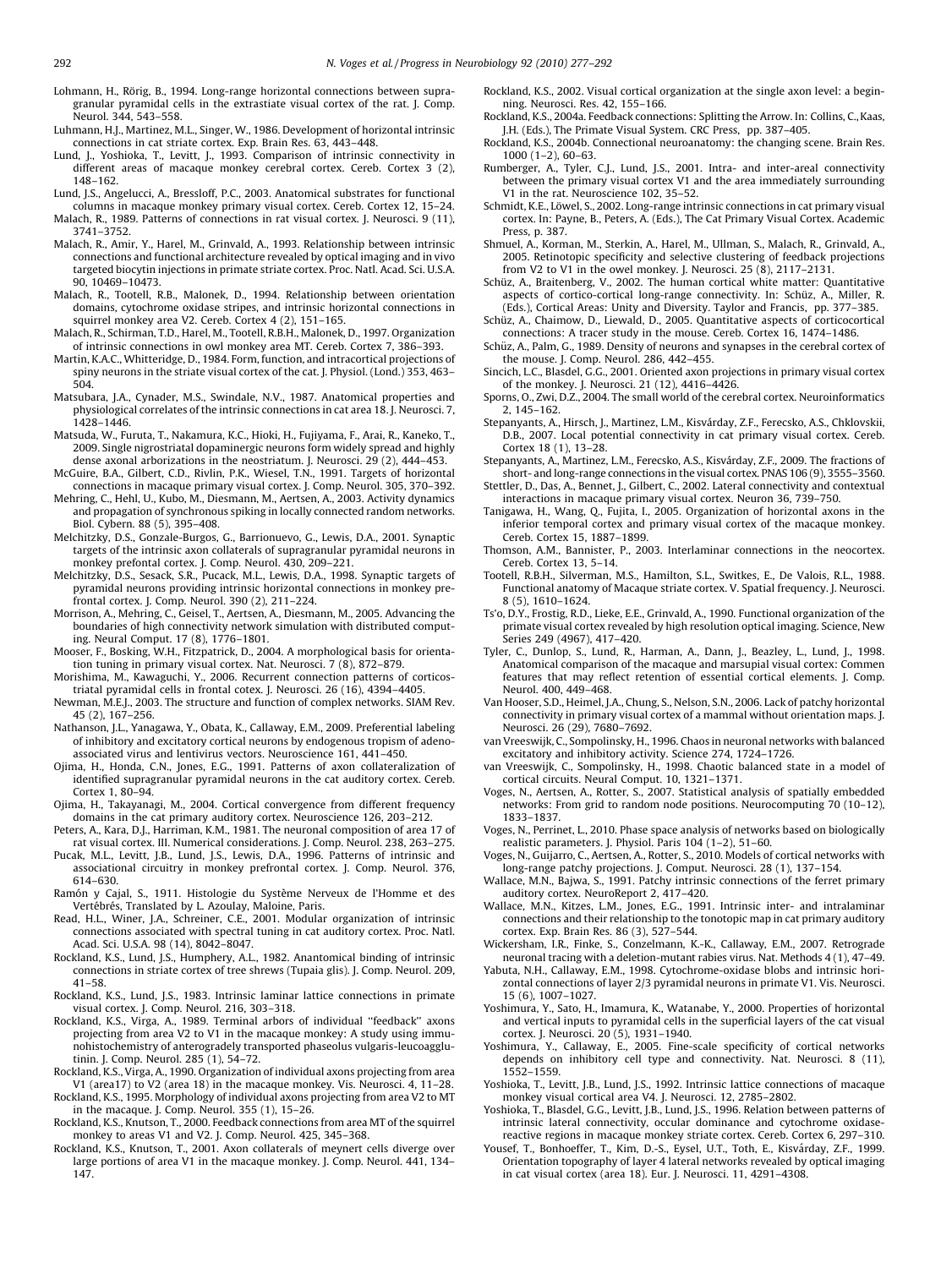Lohmann, H., Rörig, B., 1994. Long-range horizontal connections between supragranular pyramidal cells in the extrastiate visual cortex of the rat. J. Comp. Neurol. 344, 543–558.

Luhmann, H.J., Martinez, M.L., Singer, W., 1986. Development of horizontal intrinsic connections in cat striate cortex. Exp. Brain Res. 63, 443–448.

Lund, J., Yoshioka, T., Levitt, J., 1993. Comparison of intrinsic connectivity in different areas of macaque monkey cerebral cortex. Cereb. Cortex 3 (2), 148–162.

Lund, J.S., Angelucci, A., Bressloff, P.C., 2003. Anatomical substrates for functional columns in macaque monkey primary visual cortex. Cereb. Cortex 12, 15–24.

Malach, R., 1989. Patterns of connections in rat visual cortex. J. Neurosci. 9 (11), 3741–3752.

Malach, R., Amir, Y., Harel, M., Grinvald, A., 1993. Relationship between intrinsic connections and functional architecture revealed by optical imaging and in vivo targeted biocytin injections in primate striate cortex. Proc. Natl. Acad. Sci. U.S.A. 90, 10469–10473.

Malach, R., Tootell, R.B., Malonek, D., 1994. Relationship between orientation domains, cytochrome oxidase stripes, and intrinsic horizontal connections in squirrel monkey area V2. Cereb. Cortex 4 (2), 151–165.

Malach, R., Schirman, T.D., Harel, M., Tootell, R.B.H., Malonek, D., 1997. Organization of intrinsic connections in owl monkey area MT. Cereb. Cortex 7, 386–393.

Martin, K.A.C., Whitteridge, D., 1984. Form, function, and intracortical projections of spiny neurons in the striate visual cortex of the cat. J. Physiol. (Lond.) 353, 463–504.

Matsubara, J.A., Cynader, M.S., Swindale, N.V., 1987. Anatomical properties and physiological correlates of the intrinsic connections in cat area 18. J. Neurosci. 7, 1428–1446.

Matsuda, W., Furuta, T., Nakamura, K.C., Hioki, H., Fujiyama, F., Arai, R., Kaneko, T., 2009. Single nigrostriatal dopaminergic neurons form widely spread and highly dense axonal arborizations in the neostriatum. J. Neurosci. 29 (2), 444–453.

McGuire, B.A., Gilbert, C.D., Rivlin, P.K., Wiesel, T.N., 1991. Targets of horizontal connections in macaque primary visual cortex. J. Comp. Neurol. 305, 370–392.

Mehring, C., Hehl, U., Kubo, M., Diesmann, M., Aertsen, A., 2003. Activity dynamics and propagation of synchronous spiking in locally connected random networks. Biol. Cybern. 88 (5), 395–408.

Melchitzky, D.S., Gonzale-Burgos, G., Barrionuevo, G., Lewis, D.A., 2001. Synaptic targets of the intrinsic axon collaterals of supragranular pyramidal neurons in monkey prefontal cortex. J. Comp. Neurol. 430, 209–221.

Melchitzky, D.S., Sesack, S.R., Pucack, M.L., Lewis, D.A., 1998. Synaptic targets of pyramidal neurons providing intrinsic horizontal connections in monkey prefrontal cortex. J. Comp. Neurol. 390 (2), 211–224.

Morrison, A., Mehring, C., Geisel, T., Aertsen, A., Diesmann, M., 2005. Advancing the boundaries of high connectivity network simulation with distributed computing. Neural Comput. 17 (8), 1776–1801.

Mooser, F., Bosking, W.H., Fitzpatrick, D., 2004. A morphological basis for orientation tuning in primary visual cortex. Nat. Neurosci. 7 (8), 872–879.

Morishima, M., Kawaguchi, Y., 2006. Recurrent connection patterns of corticostriatal pyramidal cells in frontal cotex. J. Neurosci. 26 (16), 4394–4405.

Newman, M.E.J., 2003. The structure and function of complex networks. SIAM Rev. 45 (2), 167–256.

Nathanson, J.L., Yanagawa, Y., Obata, K., Callaway, E.M., 2009. Preferential labeling of inhibitory and excitatory cortical neurons by endogenous tropism of adeno-associated virus and lentivirus vectors. Neuroscience 161, 441–450.

Ojima, H., Honda, C.N., Jones, E.G., 1991. Patterns of axon collateralization of identified supragranular pyramidal neurons in the cat auditory cortex. Cereb. Cortex 1, 80–94.

Ojima, H., Takayanagi, M., 2004. Cortical convergence from different frequency domains in the cat primary auditory cortex. Neuroscience 126, 203–212.

Peters, A., Kara, D.J., Harriman, K.M., 1981. The neuronal composition of area 17 of rat visual cortex. III. Numerical considerations. J. Comp. Neurol. 238, 263–275.

Pucak, M.L., Levitt, J.B., Lund, J.S., Lewis, D.A., 1996. Patterns of intrinsic and associational circuitry in monkey prefrontal cortex. J. Comp. Neurol. 376, 614–630.

Ramón y Cajal, S., 1911. Histologie du Système Nerveux de l'Homme et des Vertébrés, Translated by L. Azoulay, Maloine, Paris.

Read, H.L., Winer, J.A., Schreiner, C.E., 2001. Modular organization of intrinsic connections associated with spectral tuning in cat auditory cortex. Proc. Natl. Acad. Sci. U.S.A. 98 (14), 8042–8047.

Rockland, K.S., Lund, J.S., Humphery, A.L., 1982. Anantomical binding of intrinsic connections in striate cortex of tree shrews (Tupaia glis). J. Comp. Neurol. 209, 41–58.

Rockland, K.S., Lund, J.S., 1983. Intrinsic laminar lattice connections in primate visual cortex. J. Comp. Neurol. 216, 303–318.

Rockland, K.S., Virga, A., 1989. Terminal arbors of individual "feedback" axons projecting from area V2 to V1 in the macaque monkey: A study using immunohistochemistry of anterogradely transported phaseolus vulgaris-leucoagglutinin. J. Comp. Neurol. 285 (1), 54–72.

Rockland, K.S., Virga, A., 1990. Organization of individual axons projecting from area V1 (area17) to V2 (area 18) in the macaque monkey. Vis. Neurosci. 4, 11–28.

Rockland, K.S., 1995. Morphology of individual axons projecting from area V2 to MT in the macaque. J. Comp. Neurol. 355 (1), 15–26.

Rockland, K.S., Knutson, T., 2000. Feedback connections from area MT of the squirrel monkey to areas V1 and V2. J. Comp. Neurol. 425, 345–368.

Rockland, K.S., Knutson, T., 2001. Axon collaterals of meynert cells diverge over large portions of area V1 in the macaque monkey. J. Comp. Neurol. 441, 134–147.

Rockland, K.S., 2002. Visual cortical organization at the single axon level: a beginning. Neurosci. Res. 42, 155–166.

Rockland, K.S., 2004a. Feedback connections: Splitting the Arrow. In: Collins, C., Kaas, J.H. (Eds.), The Primate Visual System. CRC Press, pp. 387–405.

Rockland, K.S., 2004b. Connectional neuroanatomy: the changing scene. Brain Res. 1000 (1–2), 60–63.

Rumberger, A., Tyler, C.J., Lund, J.S., 2001. Intra- and inter-areal connectivity between the primary visual cortex V1 and the area immediately surrounding V1 in the rat. Neuroscience 102, 35–52.

Schmidt, K.E., Löwel, S., 2002. Long-range intrinsic connections in cat primary visual cortex. In: Payne, B., Peters, A. (Eds.), The Cat Primary Visual Cortex. Academic Press, p. 387.

Shmuel, A., Korman, M., Sterkin, A., Harel, M., Ullman, S., Malach, R., Grinvald, A., 2005. Retinotopic specificity and selective clustering of feedback projections from V2 to V1 in the owel monkey. J. Neurosci. 25 (8), 2117–2131.

Schüz, A., Braitenberg, V., 2002. The human cortical white matter: Quantitative aspects of cortico-cortical long-range connectivity. In: Schüz, A., Miller, R. (Eds.), Cortical Areas: Unity and Diversity. Taylor and Francis, pp. 377–385.

Schüz, A., Chaimow, D., Liewald, D., 2005. Quantitative aspects of corticocortical connections: A tracer study in the mouse. Cereb. Cortex 16, 1474–1486.

Schüz, A., Palm, G., 1989. Density of neurons and synapses in the cerebral cortex of the mouse. J. Comp. Neurol. 286, 442–455.

Sincich, L.C., Blasdel, G.G., 2001. Oriented axon projections in primary visual cortex of the monkey. J. Neurosci. 21 (12), 4416–4426.

Sporns, O., Zwi, D.Z., 2004. The small world of the cerebral cortex. Neuroinformatics 2, 145–162.

Stepanyants, A., Hirsch, J., Martinez, L.M., Kisvárday, Z.F., Ferecsko, A.S., Chklovskii, D.B., 2007. Local potential connectivity in cat primary visual cortex. Cereb. Cortex 18 (1), 13–28.

Stepanyants, A., Martinez, L.M., Ferecsko, A.S., Kisvárday, Z.F., 2009. The fractions of short- and long-range connections in the visual cortex. PNAS 106 (9), 3555–3560.

Stettler, D., Das, A., Bennet, J., Gilbert, C., 2002. Lateral connectivity and contextual interactions in macaque primary visual cortex. Neuron 36, 739–750.

Tanigawa, H., Wang, Q., Fujita, I., 2005. Organization of horizontal axons in the inferior temporal cortex and primary visual cortex of the macaque monkey. Cereb. Cortex 15, 1887–1899.

Thomson, A.M., Bannister, P., 2003. Interlaminar connections in the neocortex. Cereb. Cortex 13, 5–14.

Tootell, R.B.H., Silverman, M.S., Hamilton, S.L., Switkes, E., De Valois, R.L., 1988. Functional anatomy of Macaque striate cortex. V. Spatial frequency. J. Neurosci. 8 (5), 1610–1624.

Ts'o, D.Y., Frostig, R.D., Lieke, E.E., Grinvald, A., 1990. Functional organization of the primate visual cortex revealed by high resolution optical imaging. Science, New Series 249 (4967), 417–420.

Tyler, C., Dunlop, S., Lund, R., Harman, A., Dann, J., Beazley, L., Lund, J., 1998. Anatomical comparison of the macaque and marsupial visual cortex: Commen features that may reflect retention of essential cortical elements. J. Comp. Neurol. 400, 449–468.

Van Hooser, S.D., Heimel, J.A., Chung, S., Nelson, S.N., 2006. Lack of patchy horizontal connectivity in primary visual cortex of a mammal without orientation maps. J. Neurosci. 26 (29), 7680–7692.

van Vreeswijk, C., Sompolinsky, H., 1996. Chaos in neuronal networks with balanced excitatory and inhibitory activity. Science 274, 1724–1726.

van Vreeswijk, C., Sompolinsky, H., 1998. Chaotic balanced state in a model of cortical circuits. Neural Comput. 10, 1321–1371.

Voges, N., Aertsen, A., Rotter, S., 2007. Statistical analysis of spatially embedded networks: From grid to random node positions. Neurocomputing 70 (10–12), 1833–1837.

Voges, N., Perrinet, L., 2010. Phase space analysis of networks based on biologically realistic parameters. J. Physiol. Paris 104 (1–2), 51–60.

Voges, N., Guijarro, C., Aertsen, A., Rotter, S., 2010. Models of cortical networks with long-range patchy projections. J. Comput. Neurosci. 28 (1), 137–154.

Wallace, M.N., Bajwa, S., 1991. Patchy intrinsic connections of the ferret primary auditory cortex. NeuroReport 2, 417–420.

Wallace, M.N., Kitzes, L.M., Jones, E.G., 1991. Intrinsic inter- and intralaminar connections and their relationship to the tonotopic map in cat primary auditory cortex. Exp. Brain Res. 86 (3), 527–544.

Wickersham, I.R., Finke, S., Conzelmann, K.-K., Callaway, E.M., 2007. Retrograde neuronal tracing with a deletion-mutant rabies virus. Nat. Methods 4 (1), 47–49.

Yabuta, N.H., Callaway, E.M., 1998. Cytochrome-oxidase blobs and intrinsic horizontal connections of layer 2/3 pyramidal neurons in primate V1. Vis. Neurosci. 15 (6), 1007–1027.

Yoshimura, Y., Sato, H., Imamura, K., Watanabe, Y., 2000. Properties of horizontal and vertical inputs to pyramidal cells in the superficial layers of the cat visual cortex. J. Neurosci. 20 (5), 1931–1940.

Yoshimura, Y., Callaway, E., 2005. Fine-scale specificity of cortical networks depends on inhibitory cell type and connectivity. Nat. Neurosci. 8 (11), 1552–1559.

Yoshioka, T., Levitt, J.B., Lund, J.S., 1992. Intrinsic lattice connections of macaque monkey visual cortical area V4. J. Neurosci. 12, 2785–2802.

Yoshioka, T., Blasdel, G.G., Levitt, J.B., Lund, J.S., 1996. Relation between patterns of intrinsic lateral connectivity, occular dominance and cytochrome oxidase-reactive regions in macaque monkey striate cortex. Cereb. Cortex 6, 297–310.

Yousef, T., Bonhoeffer, T., Kim, D.-S., Eysel, U.T., Toth, E., Kisvárday, Z.F., 1999. Orientation topography of layer 4 lateral networks revealed by optical imaging in cat visual cortex (area 18). Eur. J. Neurosci. 11, 4291–4308.